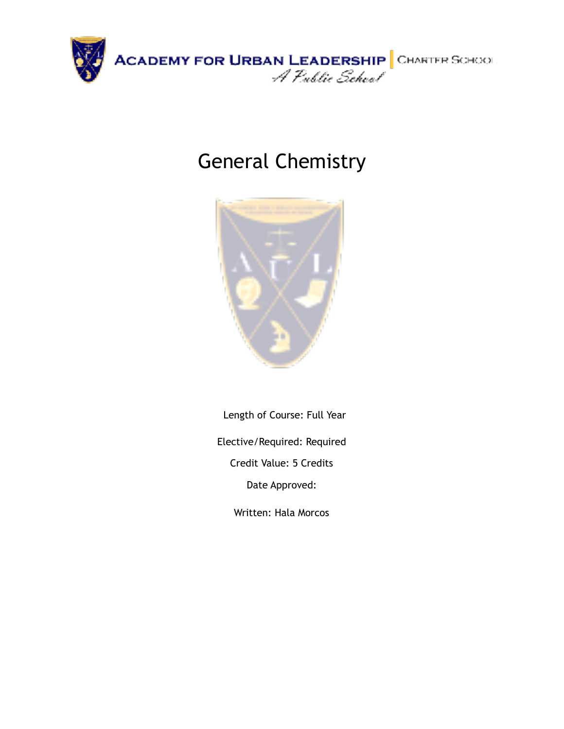ACADEMY FOR URBAN LEADERSHIP | CHARTER SCHOOL

*A Public School*

# General Chemistry

Length of Course: Full Year

Elective/Required: Required

Credit Value: 5 Credits

Date Approved:

Written: Hala Morcos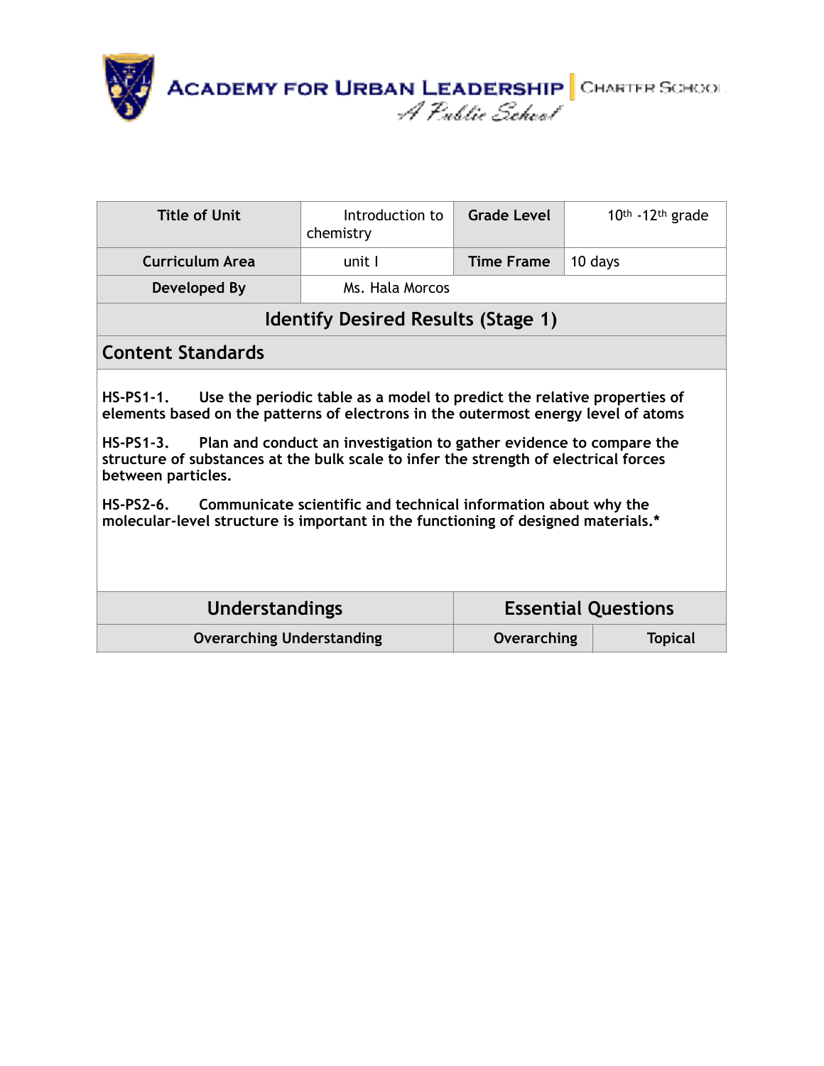# ACADEMY FOR URBAN LEADERSHIP | CHARTER SCHOOL

*A Public School*

| Title of Unit | Introduction to chemistry | Grade Level | 10th -12th grade |
|---|---|---|---|
| Curriculum Area | unit I | Time Frame | 10 days |
| Developed By | Ms. Hala Morcos | | |

## Identify Desired Results (Stage 1)

### Content Standards

**HS-PS1-1. Use the periodic table as a model to predict the relative properties of elements based on the patterns of electrons in the outermost energy level of atoms**

**HS-PS1-3. Plan and conduct an investigation to gather evidence to compare the structure of substances at the bulk scale to infer the strength of electrical forces between particles.**

**HS-PS2-6. Communicate scientific and technical information about why the molecular-level structure is important in the functioning of designed materials.***

| Understandings | Essential Questions | |
|---|---|---|
| Overarching Understanding | Overarching | Topical |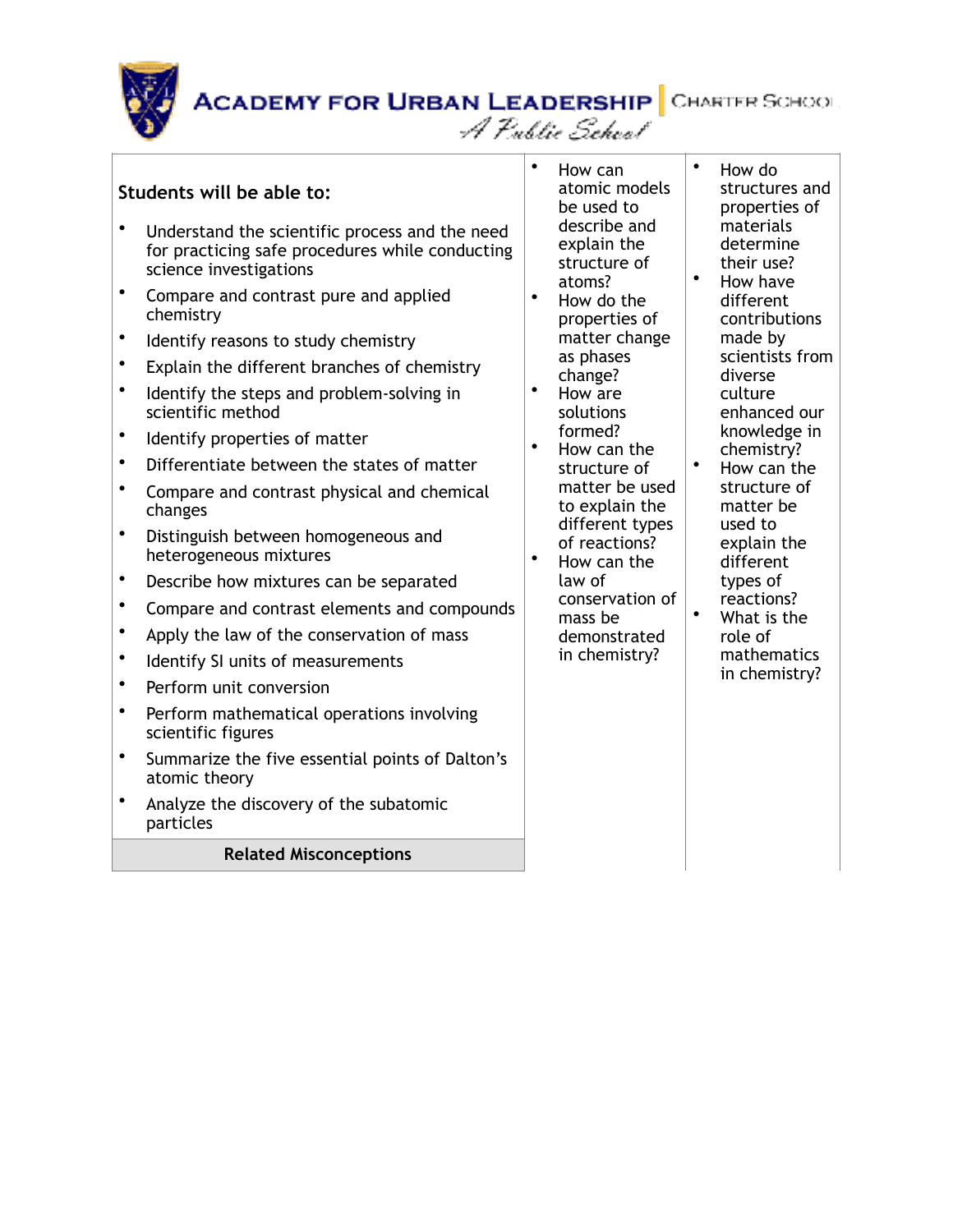| Students will be able to: | | |
|---|---|---|
| • Understand the scientific process and the need for practicing safe procedures while conducting science investigations<br>• Compare and contrast pure and applied chemistry<br>• Identify reasons to study chemistry<br>• Explain the different branches of chemistry<br>• Identify the steps and problem-solving in scientific method<br>• Identify properties of matter<br>• Differentiate between the states of matter<br>• Compare and contrast physical and chemical changes<br>• Distinguish between homogeneous and heterogeneous mixtures<br>• Describe how mixtures can be separated<br>• Compare and contrast elements and compounds<br>• Apply the law of the conservation of mass<br>• Identify SI units of measurements<br>• Perform unit conversion<br>• Perform mathematical operations involving scientific figures<br>• Summarize the five essential points of Dalton's atomic theory<br>• Analyze the discovery of the subatomic particles | • How can atomic models be used to describe and explain the structure of atoms?<br>• How do the properties of matter change as phases change?<br>• How are solutions formed?<br>• How can the structure of matter be used to explain the different types of reactions?<br>• How can the law of conservation of mass be demonstrated in chemistry? | • How do structures and properties of materials determine their use?<br>• How have different contributions made by scientists from diverse culture enhanced our knowledge in chemistry?<br>• How can the structure of matter be used to explain the different types of reactions?<br>• What is the role of mathematics in chemistry? |
| **Related Misconceptions** | | |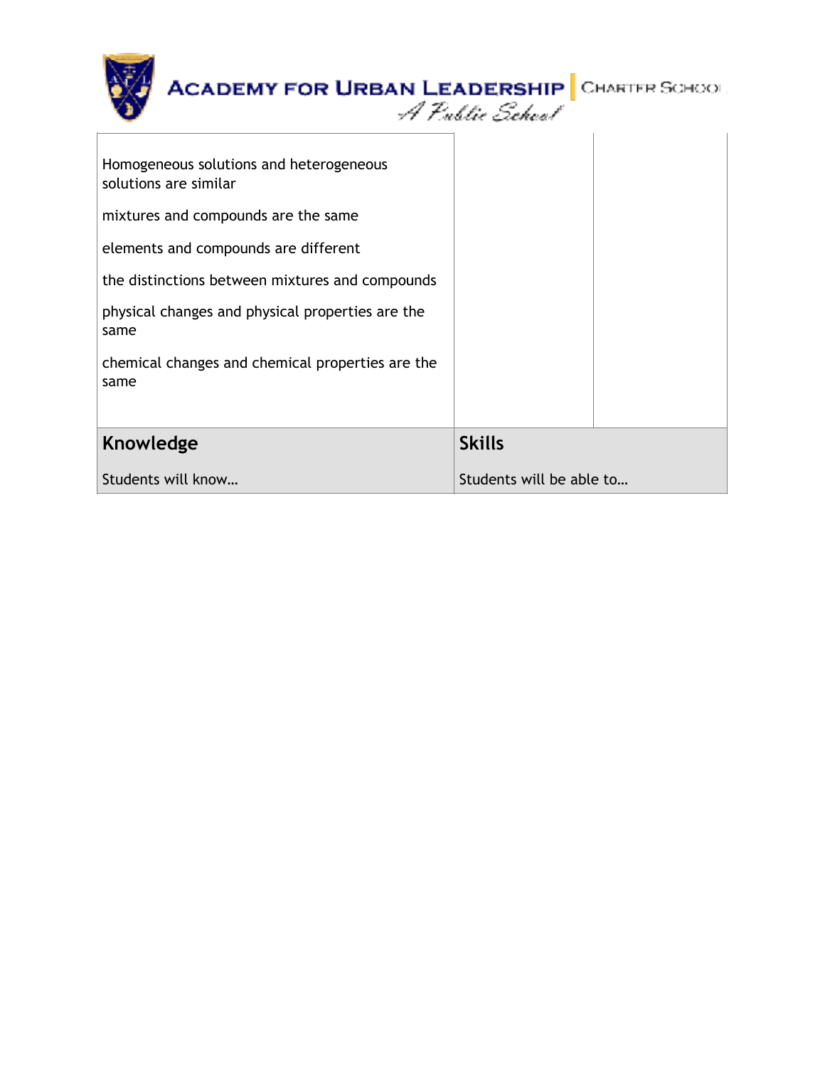| | | |
|---|---|---|
| Homogeneous solutions and heterogeneous solutions are similar<br><br>mixtures and compounds are the same<br><br>elements and compounds are different<br><br>the distinctions between mixtures and compounds<br><br>physical changes and physical properties are the same<br><br>chemical changes and chemical properties are the same | | |

| **Knowledge**<br><br>Students will know… | **Skills**<br><br>Students will be able to… |
|---|---|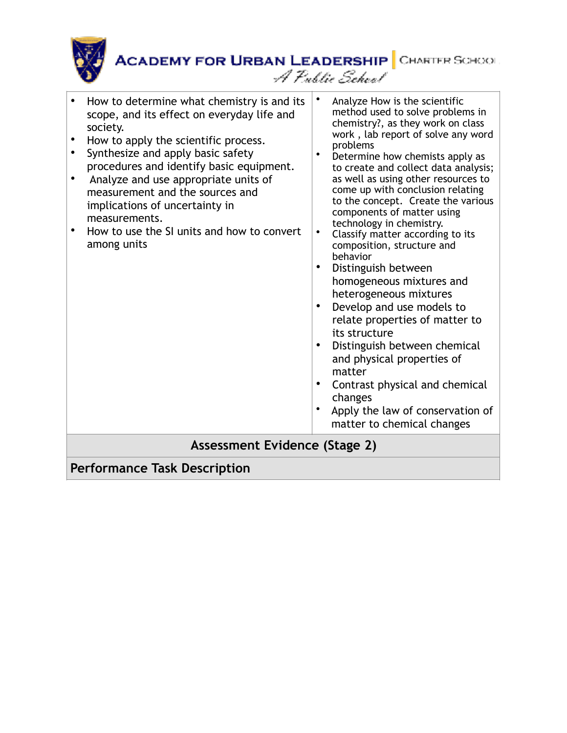| | |
|---|---|
| • How to determine what chemistry is and its scope, and its effect on everyday life and society.<br>• How to apply the scientific process.<br>• Synthesize and apply basic safety procedures and identify basic equipment.<br>• Analyze and use appropriate units of measurement and the sources and implications of uncertainty in measurements.<br>• How to use the SI units and how to convert among units | • Analyze How is the scientific method used to solve problems in chemistry?, as they work on class work , lab report of solve any word problems<br>• Determine how chemists apply as to create and collect data analysis; as well as using other resources to come up with conclusion relating to the concept. Create the various components of matter using technology in chemistry.<br>• Classify matter according to its composition, structure and behavior<br>• Distinguish between homogeneous mixtures and heterogeneous mixtures<br>• Develop and use models to relate properties of matter to its structure<br>• Distinguish between chemical and physical properties of matter<br>• Contrast physical and chemical changes<br>• Apply the law of conservation of matter to chemical changes |
| **Assessment Evidence (Stage 2)** | |
| **Performance Task Description** | |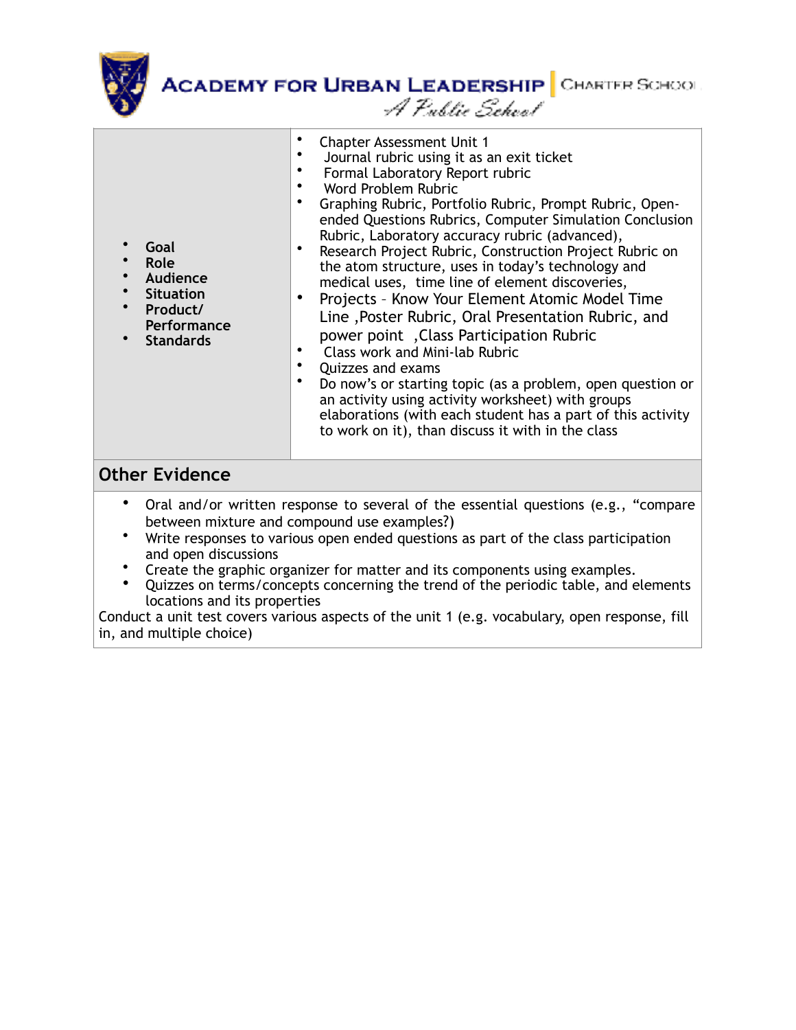| • Goal<br>• Role<br>• Audience<br>• Situation<br>• Product/ Performance<br>• Standards | • Chapter Assessment Unit 1<br>• Journal rubric using it as an exit ticket<br>• Formal Laboratory Report rubric<br>• Word Problem Rubric<br>• Graphing Rubric, Portfolio Rubric, Prompt Rubric, Open-ended Questions Rubrics, Computer Simulation Conclusion Rubric, Laboratory accuracy rubric (advanced),<br>• Research Project Rubric, Construction Project Rubric on the atom structure, uses in today's technology and medical uses, time line of element discoveries,<br>• Projects – Know Your Element Atomic Model Time Line ,Poster Rubric, Oral Presentation Rubric, and power point ,Class Participation Rubric<br>• Class work and Mini-lab Rubric<br>• Quizzes and exams<br>• Do now's or starting topic (as a problem, open question or an activity using activity worksheet) with groups elaborations (with each student has a part of this activity to work on it), than discuss it with in the class |
|---|---|

## Other Evidence

- Oral and/or written response to several of the essential questions (e.g., "compare between mixture and compound use examples?)
- Write responses to various open ended questions as part of the class participation and open discussions
- Create the graphic organizer for matter and its components using examples.
- Quizzes on terms/concepts concerning the trend of the periodic table, and elements locations and its properties

Conduct a unit test covers various aspects of the unit 1 (e.g. vocabulary, open response, fill in, and multiple choice)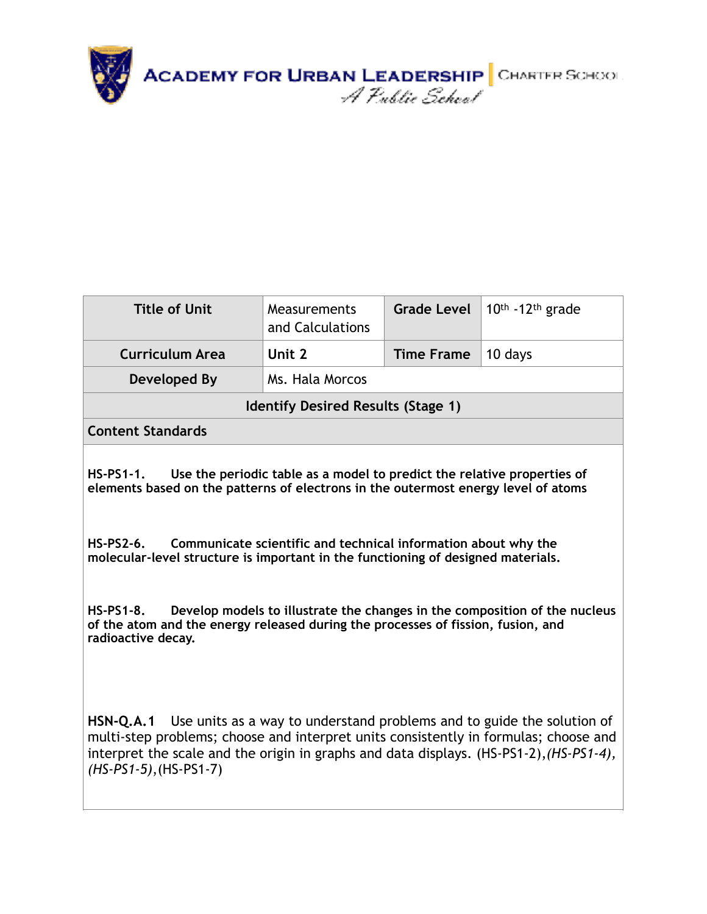ACADEMY FOR URBAN LEADERSHIP | CHARTER SCHOOL
*A Public School*

| Title of Unit | Measurements and Calculations | Grade Level | 10th -12th grade |
|---|---|---|---|
| Curriculum Area | Unit 2 | Time Frame | 10 days |
| Developed By | Ms. Hala Morcos | | |
| **Identify Desired Results (Stage 1)** | | | |
| **Content Standards** | | | |

**HS-PS1-1.** **Use the periodic table as a model to predict the relative properties of elements based on the patterns of electrons in the outermost energy level of atoms**

**HS-PS2-6.** **Communicate scientific and technical information about why the molecular-level structure is important in the functioning of designed materials.**

**HS-PS1-8.** **Develop models to illustrate the changes in the composition of the nucleus of the atom and the energy released during the processes of fission, fusion, and radioactive decay.**

**HSN-Q.A.1** Use units as a way to understand problems and to guide the solution of multi-step problems; choose and interpret units consistently in formulas; choose and interpret the scale and the origin in graphs and data displays. (HS-PS1-2),*(HS-PS1-4), (HS-PS1-5)*,(HS-PS1-7)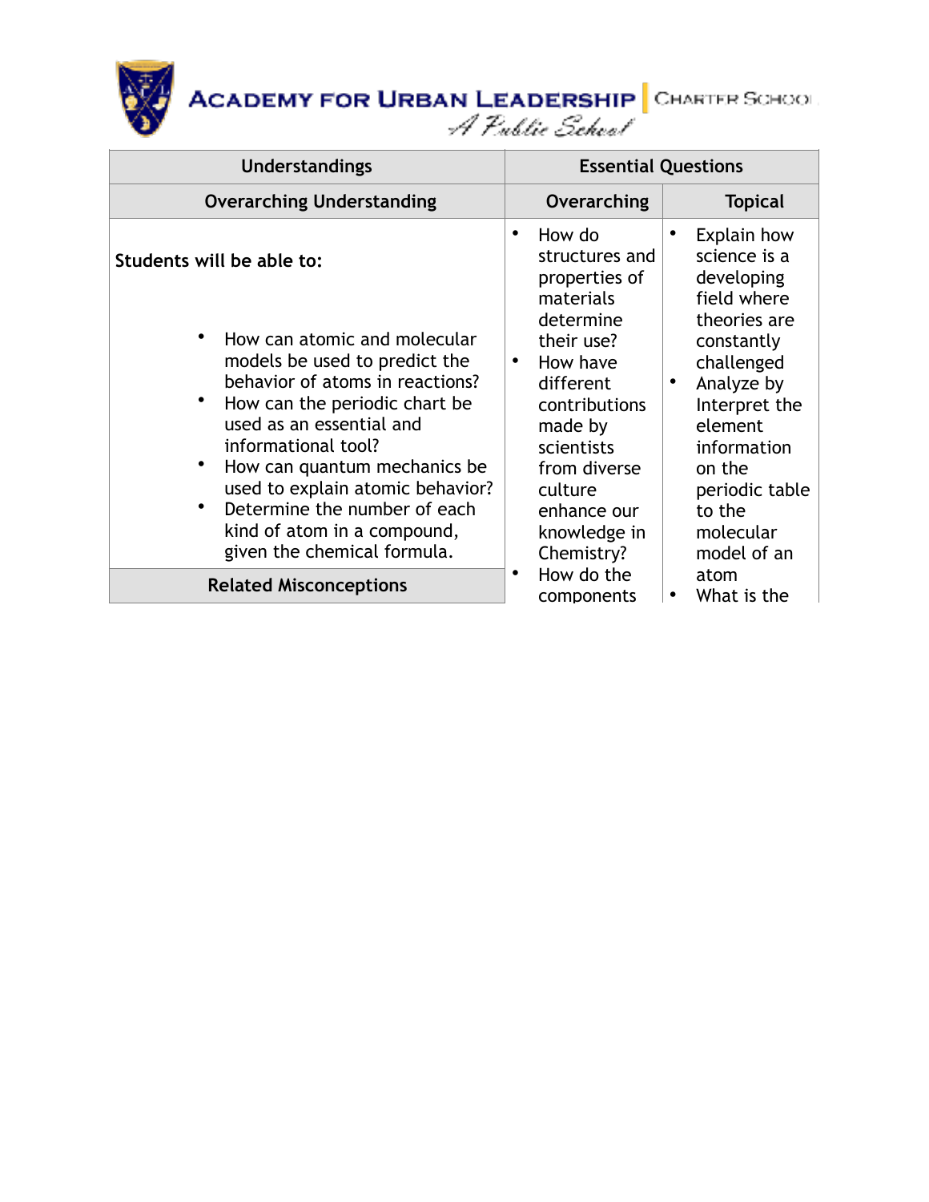| Understandings | Essential Questions | |
|---|---|---|
| **Overarching Understanding** | **Overarching** | **Topical** |
| **Students will be able to:**<br><br>• How can atomic and molecular models be used to predict the behavior of atoms in reactions?<br>• How can the periodic chart be used as an essential and informational tool?<br>• How can quantum mechanics be used to explain atomic behavior?<br>• Determine the number of each kind of atom in a compound, given the chemical formula. | • How do structures and properties of materials determine their use?<br>• How have different contributions made by scientists from diverse culture enhance our knowledge in Chemistry?<br>• How do the components | • Explain how science is a developing field where theories are constantly challenged<br>• Analyze by Interpret the element information on the periodic table to the molecular model of an atom<br>• What is the |
| **Related Misconceptions** | | |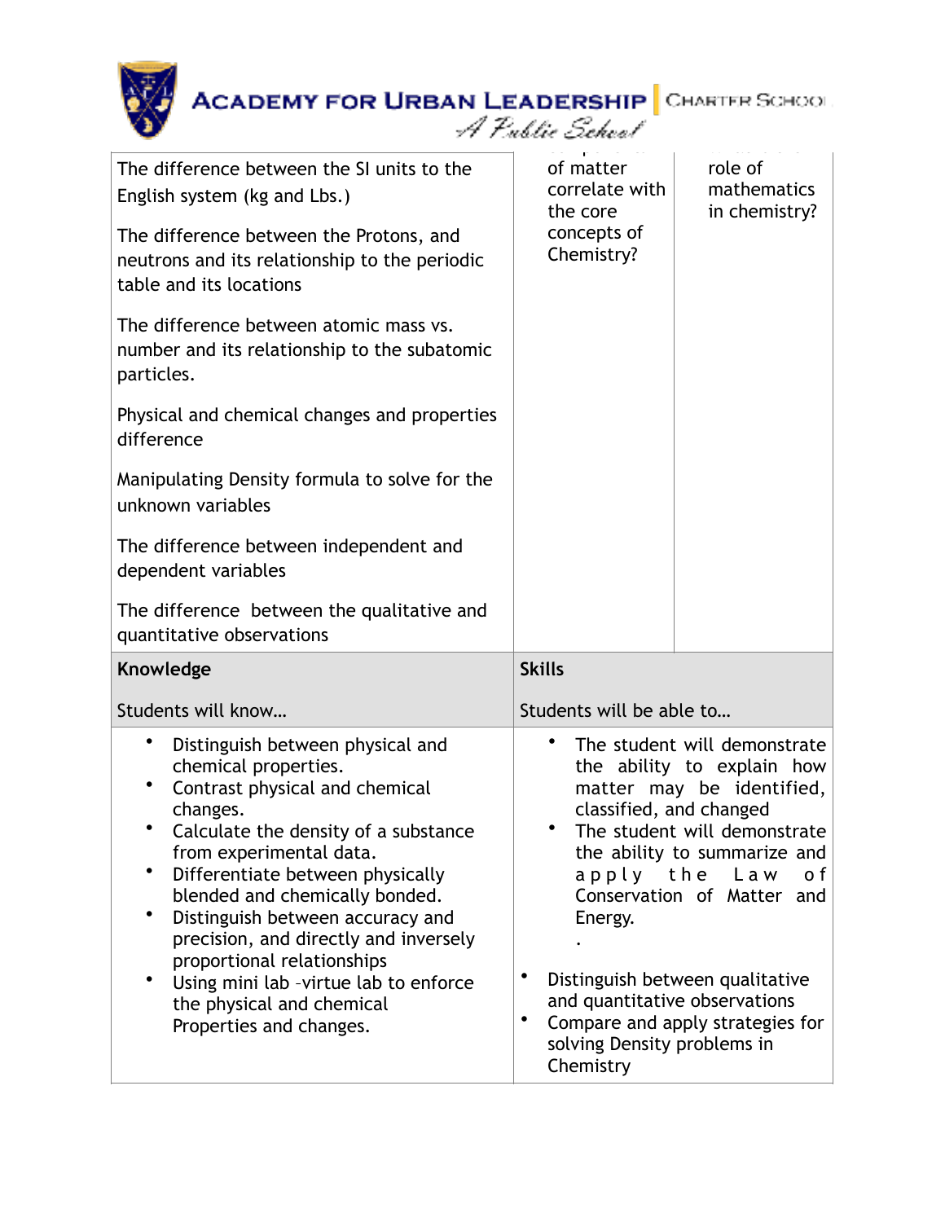| | | |
|---|---|---|
| The difference between the SI units to the English system (kg and Lbs.)<br><br>The difference between the Protons, and neutrons and its relationship to the periodic table and its locations<br><br>The difference between atomic mass vs. number and its relationship to the subatomic particles.<br><br>Physical and chemical changes and properties difference<br><br>Manipulating Density formula to solve for the unknown variables<br><br>The difference between independent and dependent variables<br><br>The difference between the qualitative and quantitative observations | of matter correlate with the core concepts of Chemistry? | role of mathematics in chemistry? |

| **Knowledge**<br><br>Students will know… | **Skills**<br><br>Students will be able to… |
|---|---|
| • Distinguish between physical and chemical properties.<br>• Contrast physical and chemical changes.<br>• Calculate the density of a substance from experimental data.<br>• Differentiate between physically blended and chemically bonded.<br>• Distinguish between accuracy and precision, and directly and inversely proportional relationships<br>• Using mini lab –virtue lab to enforce the physical and chemical Properties and changes. | • The student will demonstrate the ability to explain how matter may be identified, classified, and changed<br>• The student will demonstrate the ability to summarize and apply the Law of Conservation of Matter and Energy.<br>.<br>• Distinguish between qualitative and quantitative observations<br>• Compare and apply strategies for solving Density problems in Chemistry |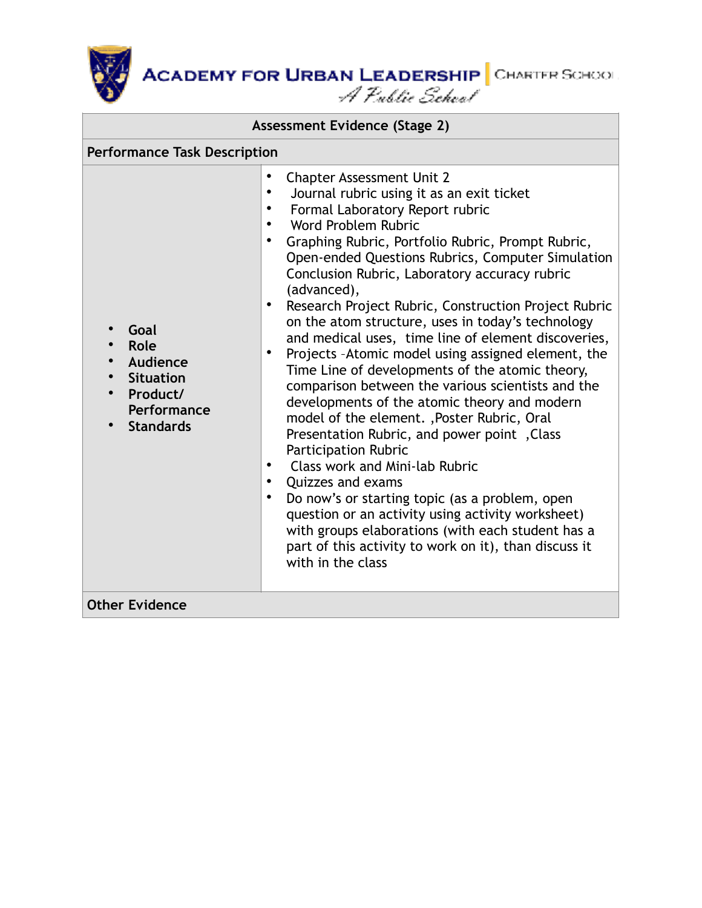| Assessment Evidence (Stage 2) | |
|---|---|
| **Performance Task Description** | |
| • Goal<br>• Role<br>• Audience<br>• Situation<br>• Product/ Performance<br>• Standards | • Chapter Assessment Unit 2<br>• Journal rubric using it as an exit ticket<br>• Formal Laboratory Report rubric<br>• Word Problem Rubric<br>• Graphing Rubric, Portfolio Rubric, Prompt Rubric, Open-ended Questions Rubrics, Computer Simulation Conclusion Rubric, Laboratory accuracy rubric (advanced),<br>• Research Project Rubric, Construction Project Rubric on the atom structure, uses in today's technology and medical uses, time line of element discoveries,<br>• Projects –Atomic model using assigned element, the Time Line of developments of the atomic theory, comparison between the various scientists and the developments of the atomic theory and modern model of the element. ,Poster Rubric, Oral Presentation Rubric, and power point ,Class Participation Rubric<br>• Class work and Mini-lab Rubric<br>• Quizzes and exams<br>• Do now's or starting topic (as a problem, open question or an activity using activity worksheet) with groups elaborations (with each student has a part of this activity to work on it), than discuss it with in the class |
| **Other Evidence** | |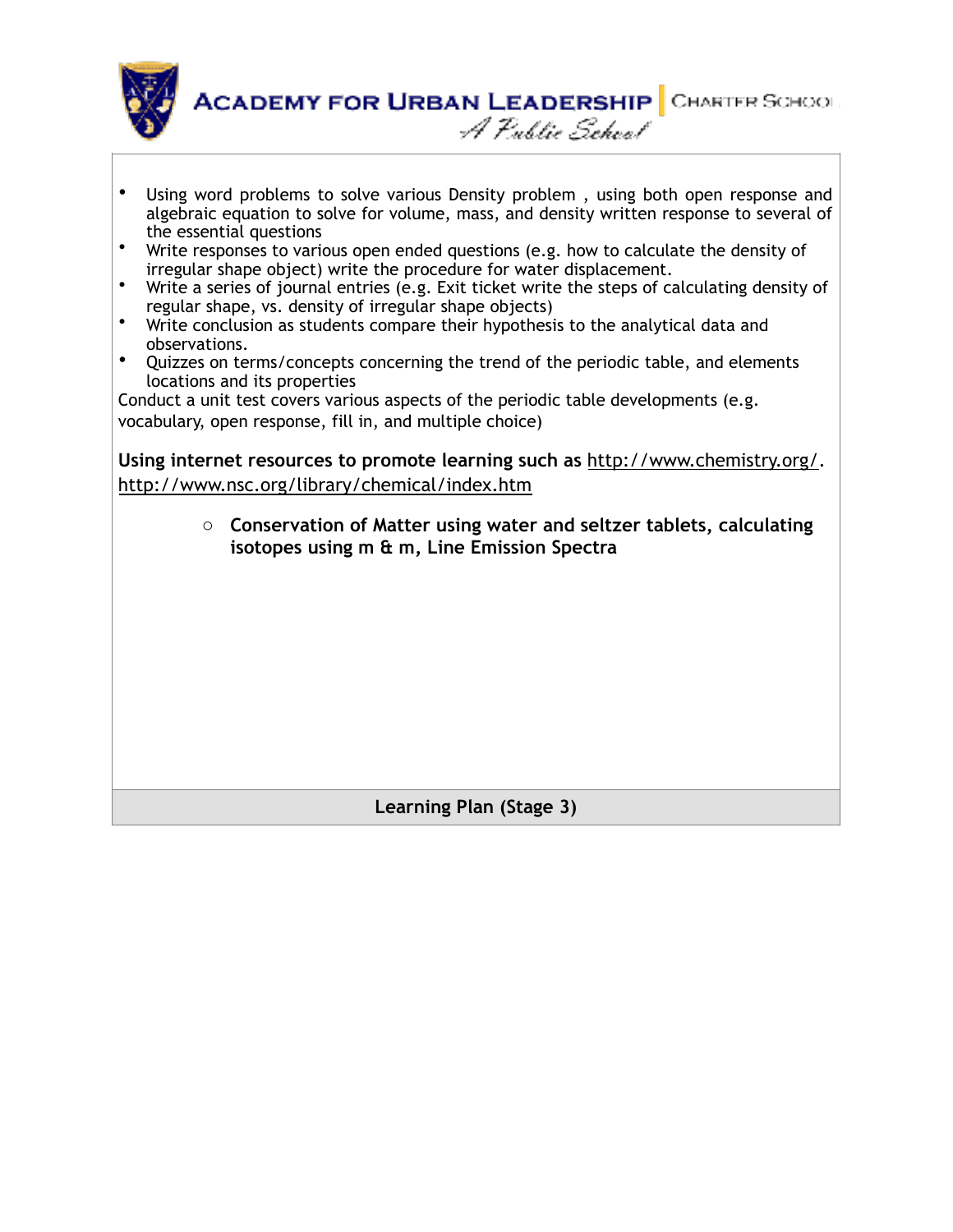- Using word problems to solve various Density problem , using both open response and algebraic equation to solve for volume, mass, and density written response to several of the essential questions
- Write responses to various open ended questions (e.g. how to calculate the density of irregular shape object) write the procedure for water displacement.
- Write a series of journal entries (e.g. Exit ticket write the steps of calculating density of regular shape, vs. density of irregular shape objects)
- Write conclusion as students compare their hypothesis to the analytical data and observations.
- Quizzes on terms/concepts concerning the trend of the periodic table, and elements locations and its properties

Conduct a unit test covers various aspects of the periodic table developments (e.g. vocabulary, open response, fill in, and multiple choice)

**Using internet resources to promote learning such as** http://www.chemistry.org/. http://www.nsc.org/library/chemical/index.htm

- **Conservation of Matter using water and seltzer tablets, calculating isotopes using m & m, Line Emission Spectra**

**Learning Plan (Stage 3)**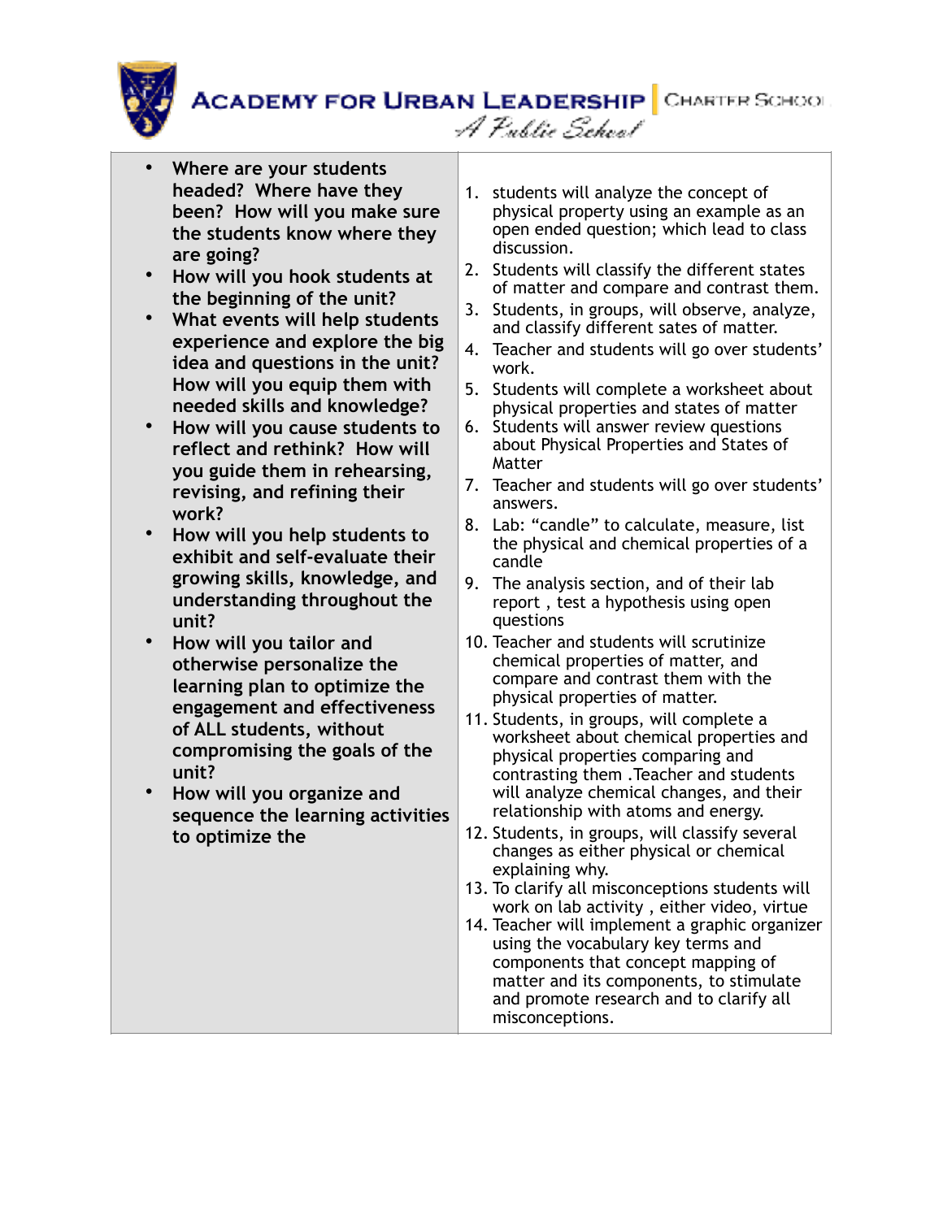| | |
|---|---|
| • Where are your students headed? Where have they been? How will you make sure the students know where they are going?<br>• How will you hook students at the beginning of the unit?<br>• What events will help students experience and explore the big idea and questions in the unit? How will you equip them with needed skills and knowledge?<br>• How will you cause students to reflect and rethink? How will you guide them in rehearsing, revising, and refining their work?<br>• How will you help students to exhibit and self-evaluate their growing skills, knowledge, and understanding throughout the unit?<br>• How will you tailor and otherwise personalize the learning plan to optimize the engagement and effectiveness of ALL students, without compromising the goals of the unit?<br>• How will you organize and sequence the learning activities to optimize the | 1. students will analyze the concept of physical property using an example as an open ended question; which lead to class discussion.<br>2. Students will classify the different states of matter and compare and contrast them.<br>3. Students, in groups, will observe, analyze, and classify different sates of matter.<br>4. Teacher and students will go over students' work.<br>5. Students will complete a worksheet about physical properties and states of matter<br>6. Students will answer review questions about Physical Properties and States of Matter<br>7. Teacher and students will go over students' answers.<br>8. Lab: "candle" to calculate, measure, list the physical and chemical properties of a candle<br>9. The analysis section, and of their lab report , test a hypothesis using open questions<br>10. Teacher and students will scrutinize chemical properties of matter, and compare and contrast them with the physical properties of matter.<br>11. Students, in groups, will complete a worksheet about chemical properties and physical properties comparing and contrasting them .Teacher and students will analyze chemical changes, and their relationship with atoms and energy.<br>12. Students, in groups, will classify several changes as either physical or chemical explaining why.<br>13. To clarify all misconceptions students will work on lab activity , either video, virtue<br>14. Teacher will implement a graphic organizer using the vocabulary key terms and components that concept mapping of matter and its components, to stimulate and promote research and to clarify all misconceptions. |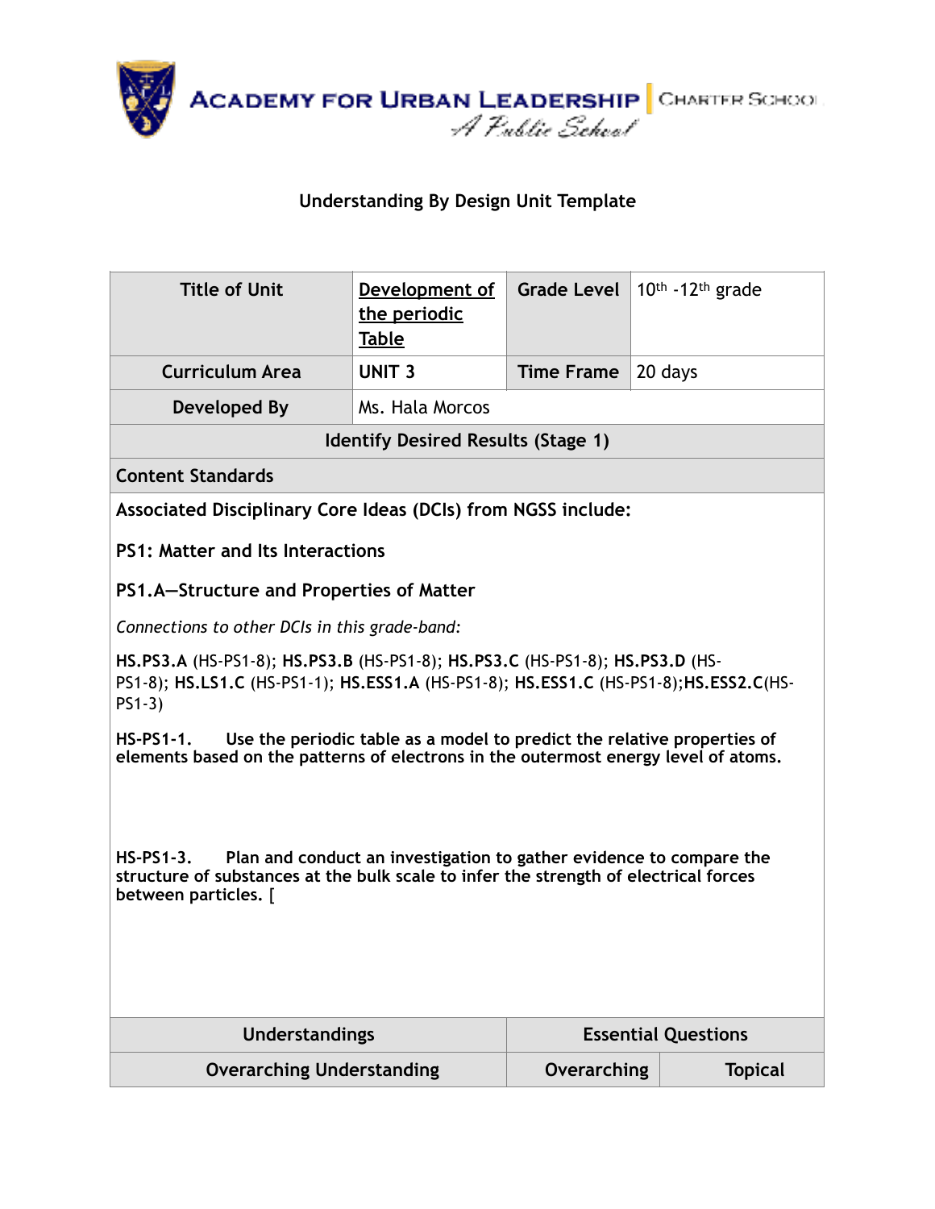ACADEMY FOR URBAN LEADERSHIP | CHARTER SCHOOL
*A Public School*

**Understanding By Design Unit Template**

| **Title of Unit** | **Development of the periodic Table** | **Grade Level** | 10th -12th grade |
|---|---|---|---|
| **Curriculum Area** | **UNIT 3** | **Time Frame** | 20 days |
| **Developed By** | Ms. Hala Morcos | | |

**Identify Desired Results (Stage 1)**

**Content Standards**

**Associated Disciplinary Core Ideas (DCIs) from NGSS include:**

**PS1: Matter and Its Interactions**

**PS1.A—Structure and Properties of Matter**

*Connections to other DCIs in this grade-band:*

**HS.PS3.A** (HS-PS1-8); **HS.PS3.B** (HS-PS1-8); **HS.PS3.C** (HS-PS1-8); **HS.PS3.D** (HS-PS1-8); **HS.LS1.C** (HS-PS1-1); **HS.ESS1.A** (HS-PS1-8); **HS.ESS1.C** (HS-PS1-8);**HS.ESS2.C**(HS-PS1-3)

**HS-PS1-1. Use the periodic table as a model to predict the relative properties of elements based on the patterns of electrons in the outermost energy level of atoms.**

**HS-PS1-3. Plan and conduct an investigation to gather evidence to compare the structure of substances at the bulk scale to infer the strength of electrical forces between particles. [**

| **Understandings** | **Essential Questions** | |
|---|---|---|
| **Overarching Understanding** | **Overarching** | **Topical** |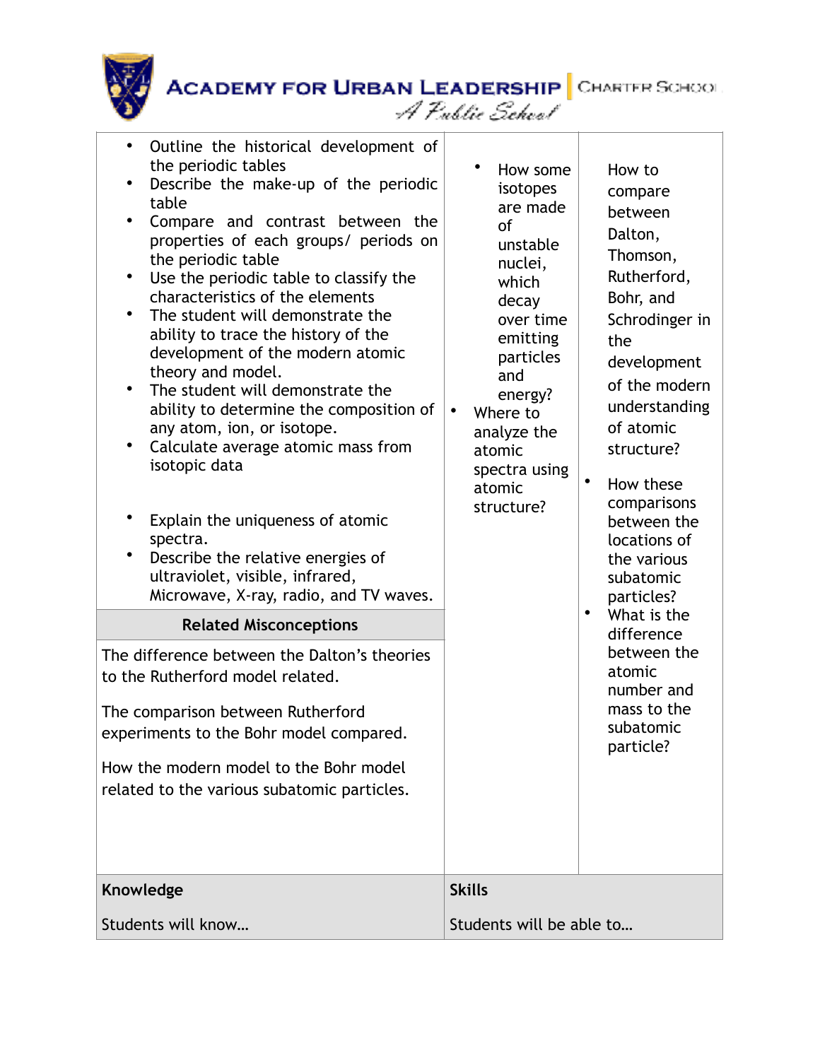| | | |
|---|---|---|
| • Outline the historical development of the periodic tables<br>• Describe the make-up of the periodic table<br>• Compare and contrast between the properties of each groups/ periods on the periodic table<br>• Use the periodic table to classify the characteristics of the elements<br>• The student will demonstrate the ability to trace the history of the development of the modern atomic theory and model.<br>• The student will demonstrate the ability to determine the composition of any atom, ion, or isotope.<br>• Calculate average atomic mass from isotopic data<br><br>• Explain the uniqueness of atomic spectra.<br>• Describe the relative energies of ultraviolet, visible, infrared, Microwave, X-ray, radio, and TV waves. | • How some isotopes are made of unstable nuclei, which decay over time emitting particles and energy?<br>• Where to analyze the atomic spectra using atomic structure? | How to compare between Dalton, Thomson, Rutherford, Bohr, and Schrodinger in the development of the modern understanding of atomic structure?<br><br>• How these comparisons between the locations of the various subatomic particles?<br>• What is the difference between the atomic number and mass to the subatomic particle? |
| **Related Misconceptions** | | |
| The difference between the Dalton's theories to the Rutherford model related.<br><br>The comparison between Rutherford experiments to the Bohr model compared.<br><br>How the modern model to the Bohr model related to the various subatomic particles. | | |
| **Knowledge**<br><br>Students will know… | **Skills**<br><br>Students will be able to… | |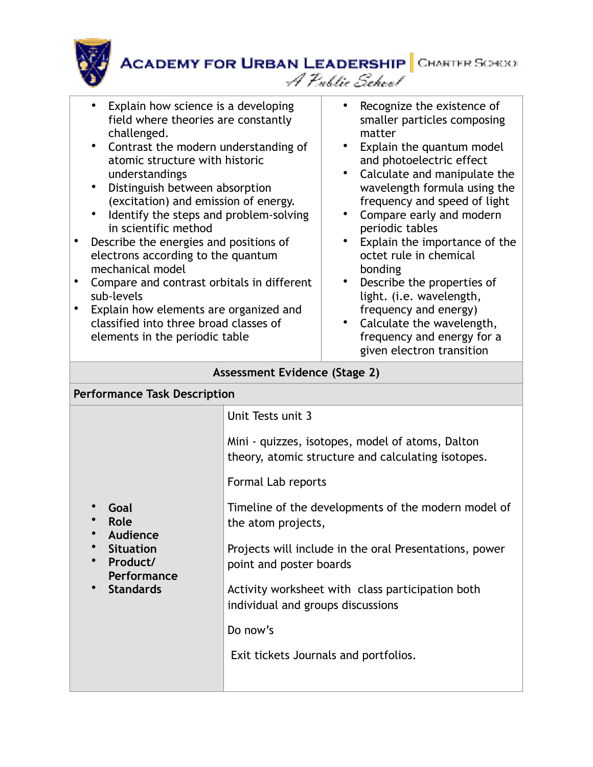| | |
|---|---|
| • Explain how science is a developing field where theories are constantly challenged.<br>• Contrast the modern understanding of atomic structure with historic understandings<br>• Distinguish between absorption (excitation) and emission of energy.<br>• Identify the steps and problem-solving in scientific method<br>• Describe the energies and positions of electrons according to the quantum mechanical model<br>• Compare and contrast orbitals in different sub-levels<br>• Explain how elements are organized and classified into three broad classes of elements in the periodic table | • Recognize the existence of smaller particles composing matter<br>• Explain the quantum model and photoelectric effect<br>• Calculate and manipulate the wavelength formula using the frequency and speed of light<br>• Compare early and modern periodic tables<br>• Explain the importance of the octet rule in chemical bonding<br>• Describe the properties of light. (i.e. wavelength, frequency and energy)<br>• Calculate the wavelength, frequency and energy for a given electron transition |

| Assessment Evidence (Stage 2) | |
|---|---|
| **Performance Task Description** | |
| • **Goal**<br>• **Role**<br>• **Audience**<br>• **Situation**<br>• **Product/ Performance**<br>• **Standards** | Unit Tests unit 3<br><br>Mini - quizzes, isotopes, model of atoms, Dalton theory, atomic structure and calculating isotopes.<br><br>Formal Lab reports<br><br>Timeline of the developments of the modern model of the atom projects,<br><br>Projects will include in the oral Presentations, power point and poster boards<br><br>Activity worksheet with class participation both individual and groups discussions<br><br>Do now's<br><br>Exit tickets Journals and portfolios. |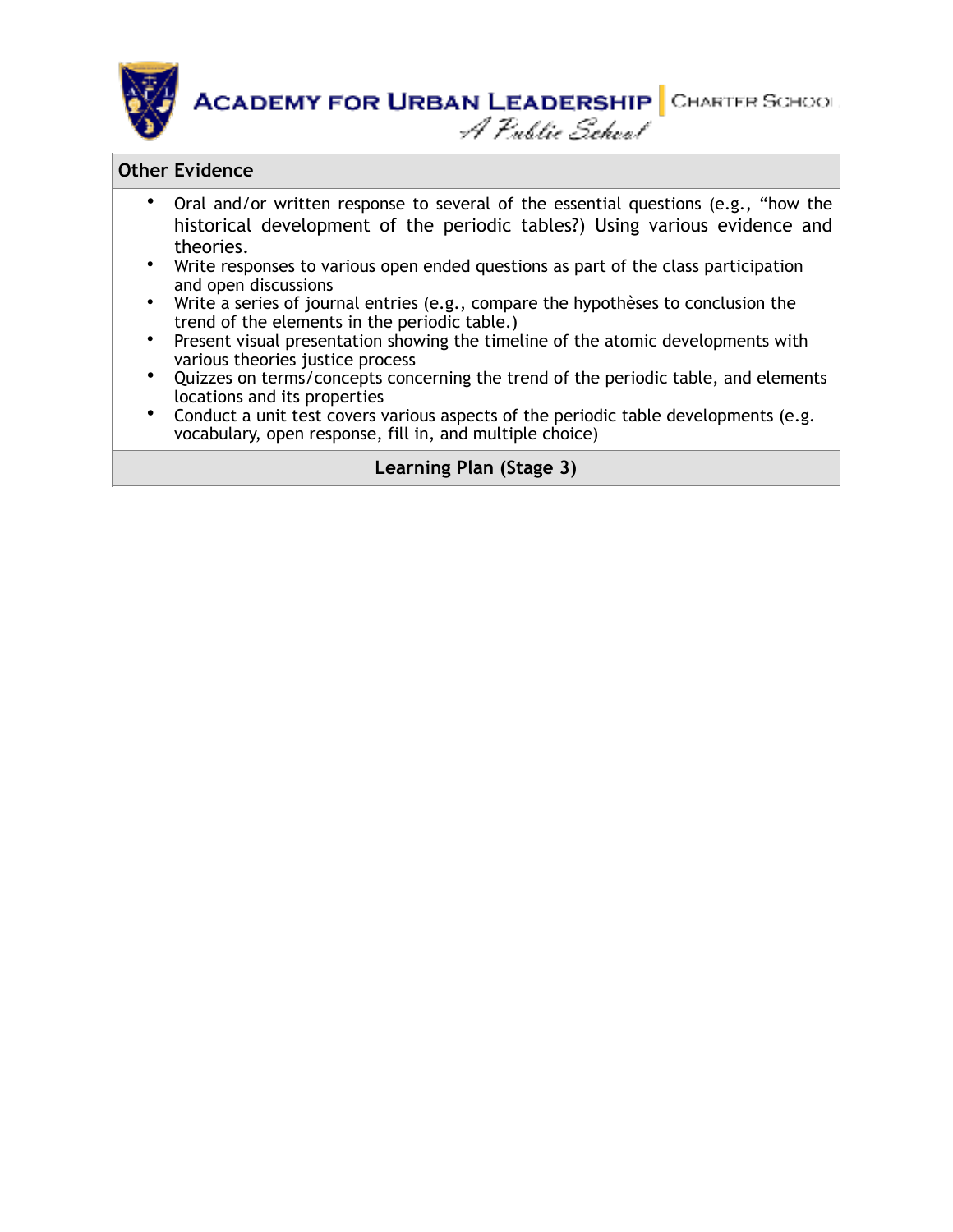## Other Evidence

- Oral and/or written response to several of the essential questions (e.g., "how the historical development of the periodic tables?) Using various evidence and theories.
- Write responses to various open ended questions as part of the class participation and open discussions
- Write a series of journal entries (e.g., compare the hypothèses to conclusion the trend of the elements in the periodic table.)
- Present visual presentation showing the timeline of the atomic developments with various theories justice process
- Quizzes on terms/concepts concerning the trend of the periodic table, and elements locations and its properties
- Conduct a unit test covers various aspects of the periodic table developments (e.g. vocabulary, open response, fill in, and multiple choice)

## Learning Plan (Stage 3)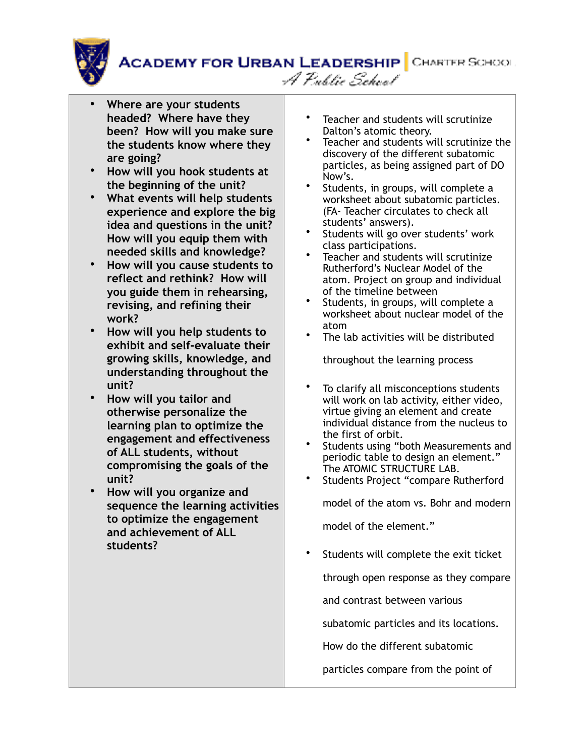| | |
|---|---|
| • **Where are your students headed? Where have they been? How will you make sure the students know where they are going?**<br>• **How will you hook students at the beginning of the unit?**<br>• **What events will help students experience and explore the big idea and questions in the unit? How will you equip them with needed skills and knowledge?**<br>• **How will you cause students to reflect and rethink? How will you guide them in rehearsing, revising, and refining their work?**<br>• **How will you help students to exhibit and self-evaluate their growing skills, knowledge, and understanding throughout the unit?**<br>• **How will you tailor and otherwise personalize the learning plan to optimize the engagement and effectiveness of ALL students, without compromising the goals of the unit?**<br>• **How will you organize and sequence the learning activities to optimize the engagement and achievement of ALL students?** | • Teacher and students will scrutinize Dalton's atomic theory.<br>• Teacher and students will scrutinize the discovery of the different subatomic particles, as being assigned part of DO Now's.<br>• Students, in groups, will complete a worksheet about subatomic particles. (FA- Teacher circulates to check all students' answers).<br>• Students will go over students' work class participations.<br>• Teacher and students will scrutinize Rutherford's Nuclear Model of the atom. Project on group and individual of the timeline between<br>• Students, in groups, will complete a worksheet about nuclear model of the atom<br>• The lab activities will be distributed throughout the learning process<br>• To clarify all misconceptions students will work on lab activity, either video, virtue giving an element and create individual distance from the nucleus to the first of orbit.<br>• Students using "both Measurements and periodic table to design an element." The ATOMIC STRUCTURE LAB.<br>• Students Project "compare Rutherford model of the atom vs. Bohr and modern model of the element."<br>• Students will complete the exit ticket through open response as they compare and contrast between various subatomic particles and its locations. How do the different subatomic particles compare from the point of |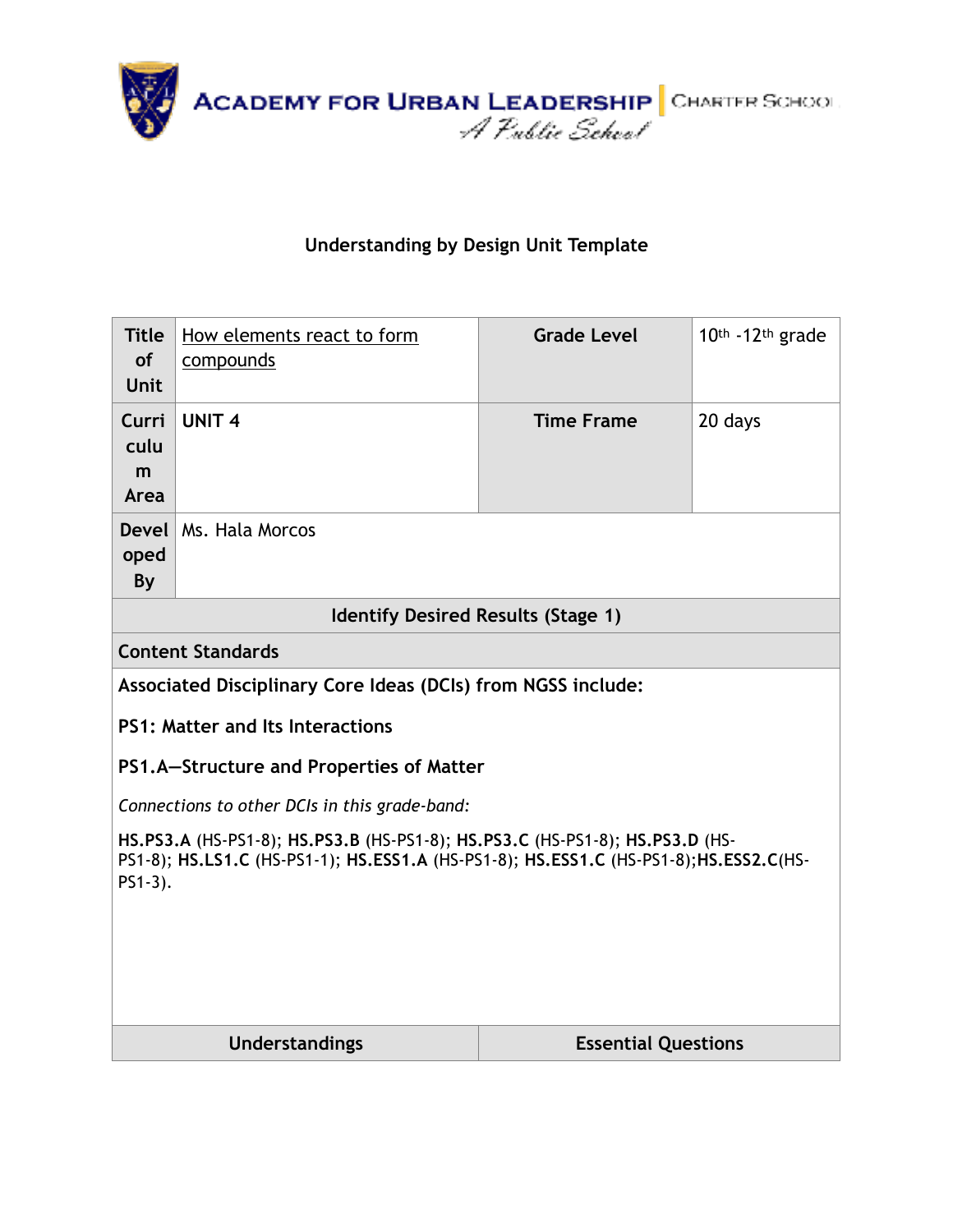**ACADEMY FOR URBAN LEADERSHIP** | CHARTER SCHOOL
*A Public School*

### Understanding by Design Unit Template

| Title of Unit | How elements react to form compounds | Grade Level | 10th -12th grade |
|---|---|---|---|
| Curriculum Area | UNIT 4 | Time Frame | 20 days |
| Developed By | Ms. Hala Morcos | | |

| Identify Desired Results (Stage 1) | |
|---|---|
| **Content Standards** | |
| **Associated Disciplinary Core Ideas (DCIs) from NGSS include:**<br><br>**PS1: Matter and Its Interactions**<br><br>**PS1.A—Structure and Properties of Matter**<br><br>*Connections to other DCIs in this grade-band:*<br><br>**HS.PS3.A** (HS-PS1-8); **HS.PS3.B** (HS-PS1-8); **HS.PS3.C** (HS-PS1-8); **HS.PS3.D** (HS-PS1-8); **HS.LS1.C** (HS-PS1-1); **HS.ESS1.A** (HS-PS1-8); **HS.ESS1.C** (HS-PS1-8);**HS.ESS2.C**(HS-PS1-3). | |
| **Understandings** | **Essential Questions** |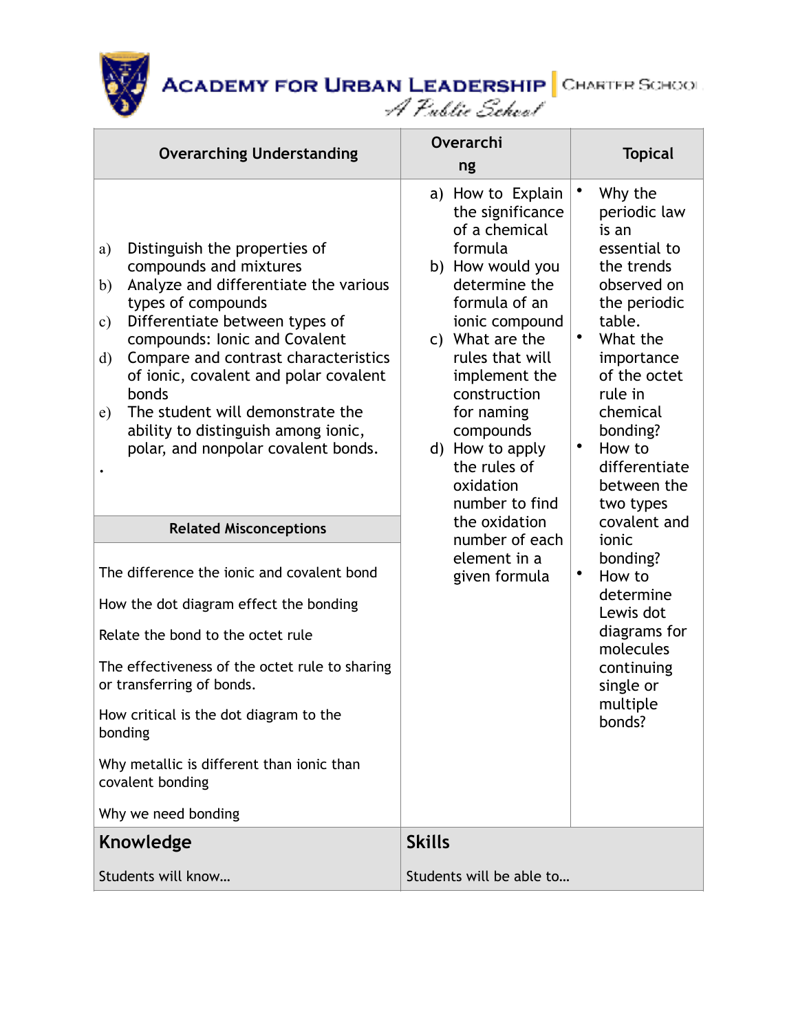ACADEMY FOR URBAN LEADERSHIP | CHARTER SCHOOL
*A Public School*

| Overarching Understanding | Overarching | Topical |
|---|---|---|
| a) Distinguish the properties of compounds and mixtures<br>b) Analyze and differentiate the various types of compounds<br>c) Differentiate between types of compounds: Ionic and Covalent<br>d) Compare and contrast characteristics of ionic, covalent and polar covalent bonds<br>e) The student will demonstrate the ability to distinguish among ionic, polar, and nonpolar covalent bonds.<br>• | a) How to Explain the significance of a chemical formula<br>b) How would you determine the formula of an ionic compound<br>c) What are the rules that will implement the construction for naming compounds<br>d) How to apply the rules of oxidation number to find the oxidation number of each element in a given formula | • Why the periodic law is an essential to the trends observed on the periodic table.<br>• What the importance of the octet rule in chemical bonding?<br>• How to differentiate between the two types covalent and ionic bonding?<br>• How to determine Lewis dot diagrams for molecules continuing single or multiple bonds? |
| **Related Misconceptions** | | |
| The difference the ionic and covalent bond<br><br>How the dot diagram effect the bonding<br><br>Relate the bond to the octet rule<br><br>The effectiveness of the octet rule to sharing or transferring of bonds.<br><br>How critical is the dot diagram to the bonding<br><br>Why metallic is different than ionic than covalent bonding<br><br>Why we need bonding | | |
| **Knowledge**<br><br>Students will know… | **Skills**<br><br>Students will be able to… | |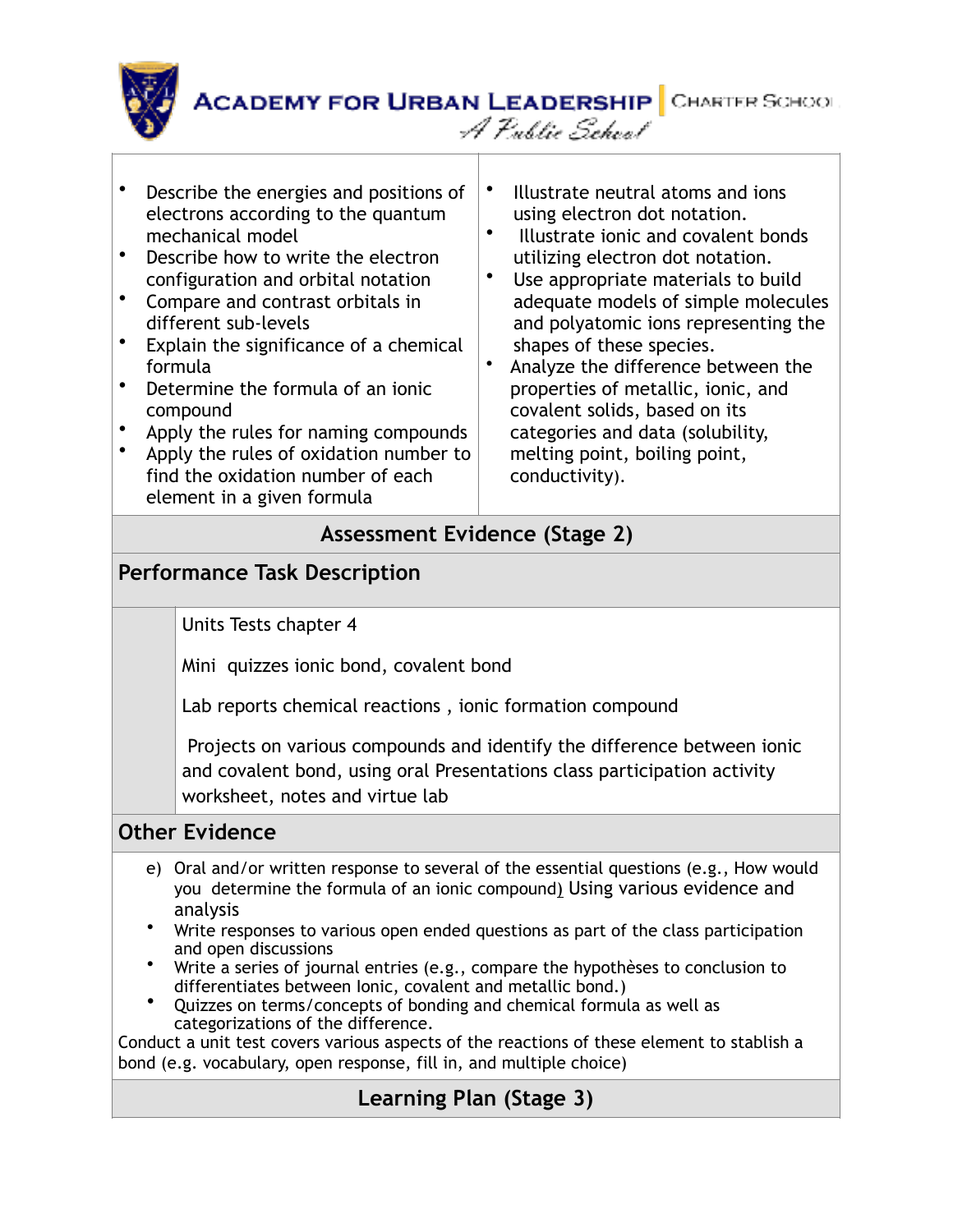- Describe the energies and positions of electrons according to the quantum mechanical model
- Describe how to write the electron configuration and orbital notation
- Compare and contrast orbitals in different sub-levels
- Explain the significance of a chemical formula
- Determine the formula of an ionic compound
- Apply the rules for naming compounds
- Apply the rules of oxidation number to find the oxidation number of each element in a given formula
- Illustrate neutral atoms and ions using electron dot notation.
- Illustrate ionic and covalent bonds utilizing electron dot notation.
- Use appropriate materials to build adequate models of simple molecules and polyatomic ions representing the shapes of these species.
- Analyze the difference between the properties of metallic, ionic, and covalent solids, based on its categories and data (solubility, melting point, boiling point, conductivity).

## Assessment Evidence (Stage 2)

### Performance Task Description

Units Tests chapter 4

Mini quizzes ionic bond, covalent bond

Lab reports chemical reactions , ionic formation compound

Projects on various compounds and identify the difference between ionic and covalent bond, using oral Presentations class participation activity worksheet, notes and virtue lab

### Other Evidence

e) Oral and/or written response to several of the essential questions (e.g., How would you determine the formula of an ionic compound) Using various evidence and analysis

- Write responses to various open ended questions as part of the class participation and open discussions
- Write a series of journal entries (e.g., compare the hypothèses to conclusion to differentiates between Ionic, covalent and metallic bond.)
- Quizzes on terms/concepts of bonding and chemical formula as well as categorizations of the difference.

Conduct a unit test covers various aspects of the reactions of these element to stablish a bond (e.g. vocabulary, open response, fill in, and multiple choice)

## Learning Plan (Stage 3)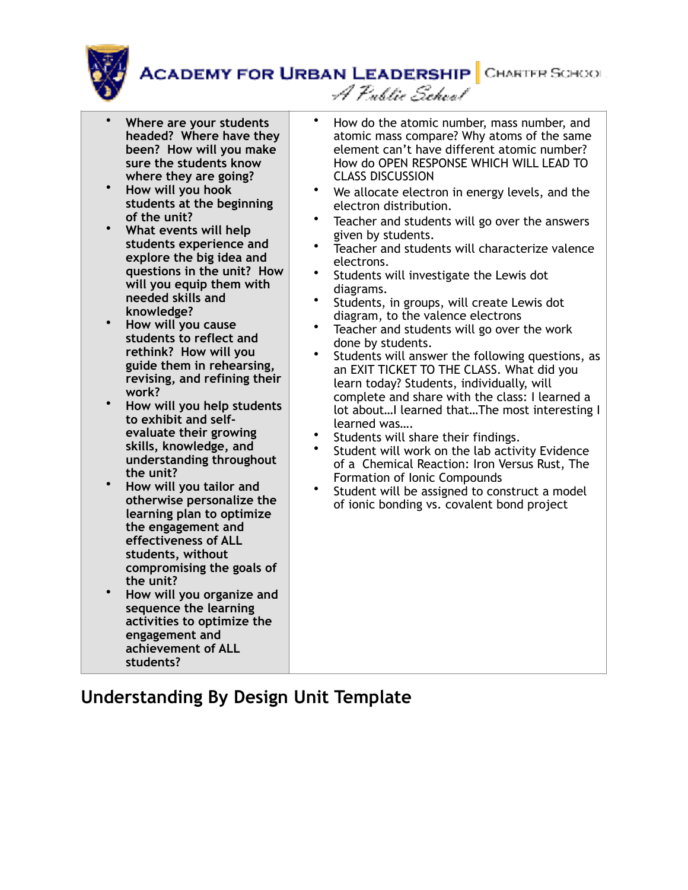| • Where are your students headed? Where have they been? How will you make sure the students know where they are going?<br>• How will you hook students at the beginning of the unit?<br>• What events will help students experience and explore the big idea and questions in the unit? How will you equip them with needed skills and knowledge?<br>• How will you cause students to reflect and rethink? How will you guide them in rehearsing, revising, and refining their work?<br>• How will you help students to exhibit and self-evaluate their growing skills, knowledge, and understanding throughout the unit?<br>• How will you tailor and otherwise personalize the learning plan to optimize the engagement and effectiveness of ALL students, without compromising the goals of the unit?<br>• How will you organize and sequence the learning activities to optimize the engagement and achievement of ALL students? | • How do the atomic number, mass number, and atomic mass compare? Why atoms of the same element can't have different atomic number? How do OPEN RESPONSE WHICH WILL LEAD TO CLASS DISCUSSION<br>• We allocate electron in energy levels, and the electron distribution.<br>• Teacher and students will go over the answers given by students.<br>• Teacher and students will characterize valence electrons.<br>• Students will investigate the Lewis dot diagrams.<br>• Students, in groups, will create Lewis dot diagram, to the valence electrons<br>• Teacher and students will go over the work done by students.<br>• Students will answer the following questions, as an EXIT TICKET TO THE CLASS. What did you learn today? Students, individually, will complete and share with the class: I learned a lot about…I learned that…The most interesting I learned was….<br>• Students will share their findings.<br>• Student will work on the lab activity Evidence of a Chemical Reaction: Iron Versus Rust, The Formation of Ionic Compounds<br>• Student will be assigned to construct a model of ionic bonding vs. covalent bond project |
|---|---|

## Understanding By Design Unit Template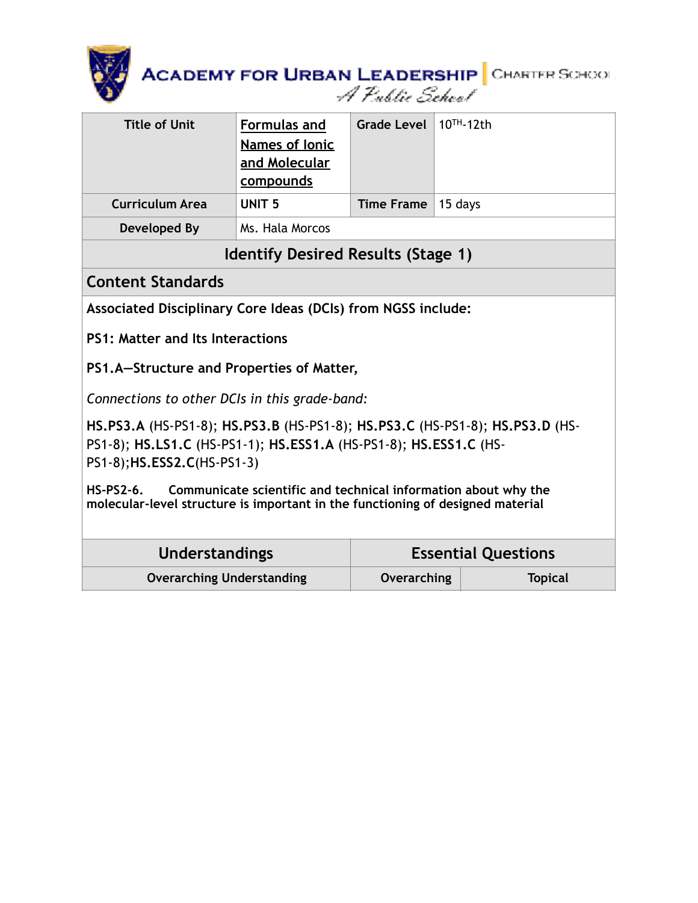ACADEMY FOR URBAN LEADERSHIP | CHARTER SCHOOL
A Public School

| Title of Unit | Formulas and Names of Ionic and Molecular compounds | Grade Level | 10TH-12th |
| --- | --- | --- | --- |
| Curriculum Area | UNIT 5 | Time Frame | 15 days |
| Developed By | Ms. Hala Morcos | | |

## Identify Desired Results (Stage 1)

### Content Standards

**Associated Disciplinary Core Ideas (DCIs) from NGSS include:**

**PS1: Matter and Its Interactions**

**PS1.A—Structure and Properties of Matter,**

*Connections to other DCIs in this grade-band:*

**HS.PS3.A** (HS-PS1-8); **HS.PS3.B** (HS-PS1-8); **HS.PS3.C** (HS-PS1-8); **HS.PS3.D** (HS-PS1-8); **HS.LS1.C** (HS-PS1-1); **HS.ESS1.A** (HS-PS1-8); **HS.ESS1.C** (HS-PS1-8);**HS.ESS2.C**(HS-PS1-3)

**HS-PS2-6. Communicate scientific and technical information about why the molecular-level structure is important in the functioning of designed material**

| Understandings | Essential Questions | |
| --- | --- | --- |
| Overarching Understanding | Overarching | Topical |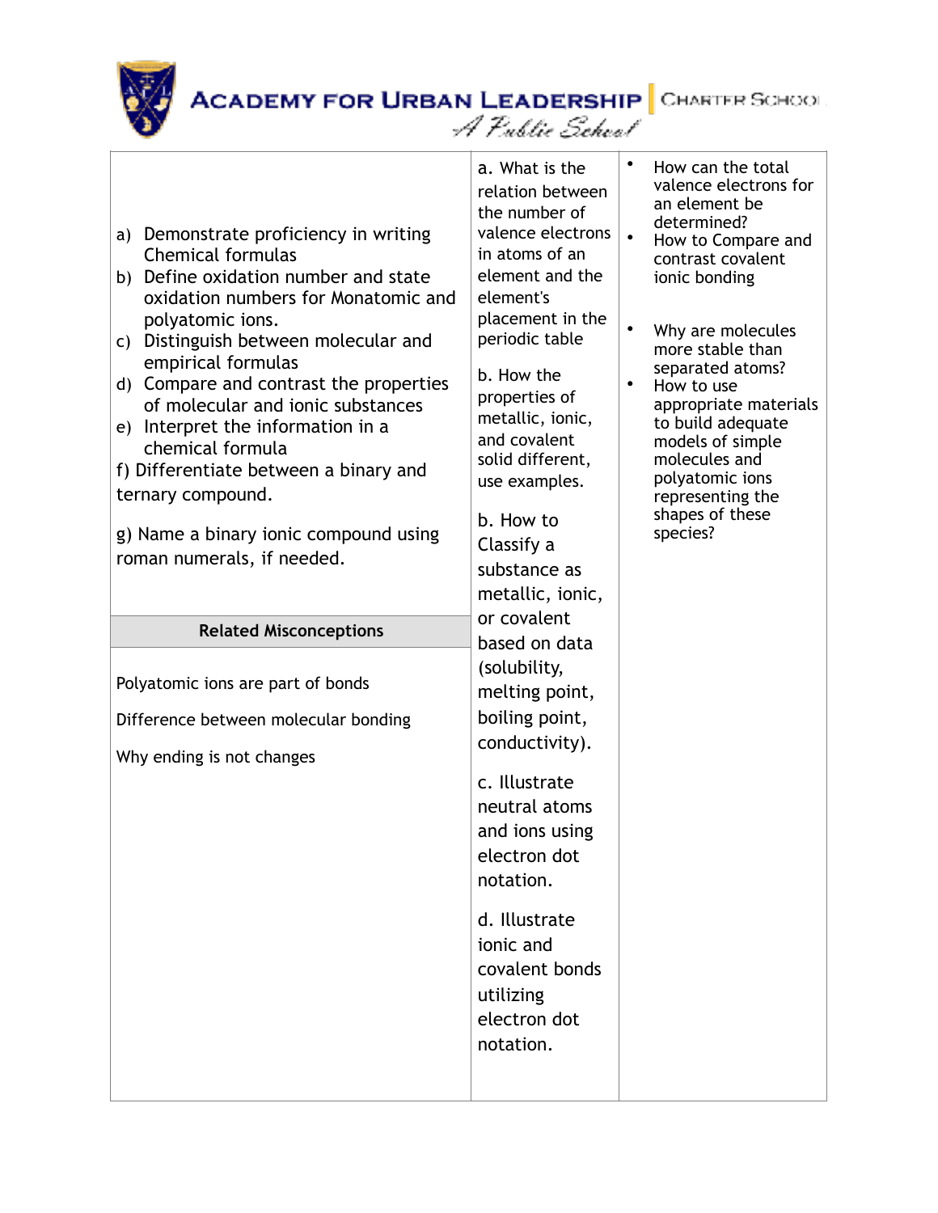| | | |
|---|---|---|
| a) Demonstrate proficiency in writing Chemical formulas<br>b) Define oxidation number and state oxidation numbers for Monatomic and polyatomic ions.<br>c) Distinguish between molecular and empirical formulas<br>d) Compare and contrast the properties of molecular and ionic substances<br>e) Interpret the information in a chemical formula<br>f) Differentiate between a binary and ternary compound.<br><br>g) Name a binary ionic compound using roman numerals, if needed. | a. What is the relation between the number of valence electrons in atoms of an element and the element's placement in the periodic table<br><br>b. How the properties of metallic, ionic, and covalent solid different, use examples.<br><br>b. How to Classify a substance as metallic, ionic, or covalent based on data (solubility, melting point, boiling point, conductivity).<br><br>c. Illustrate neutral atoms and ions using electron dot notation.<br><br>d. Illustrate ionic and covalent bonds utilizing electron dot notation. | • How can the total valence electrons for an element be determined?<br>• How to Compare and contrast covalent ionic bonding<br><br>• Why are molecules more stable than separated atoms?<br>• How to use appropriate materials to build adequate models of simple molecules and polyatomic ions representing the shapes of these species? |
| **Related Misconceptions** | | |
| Polyatomic ions are part of bonds<br><br>Difference between molecular bonding<br><br>Why ending is not changes | | |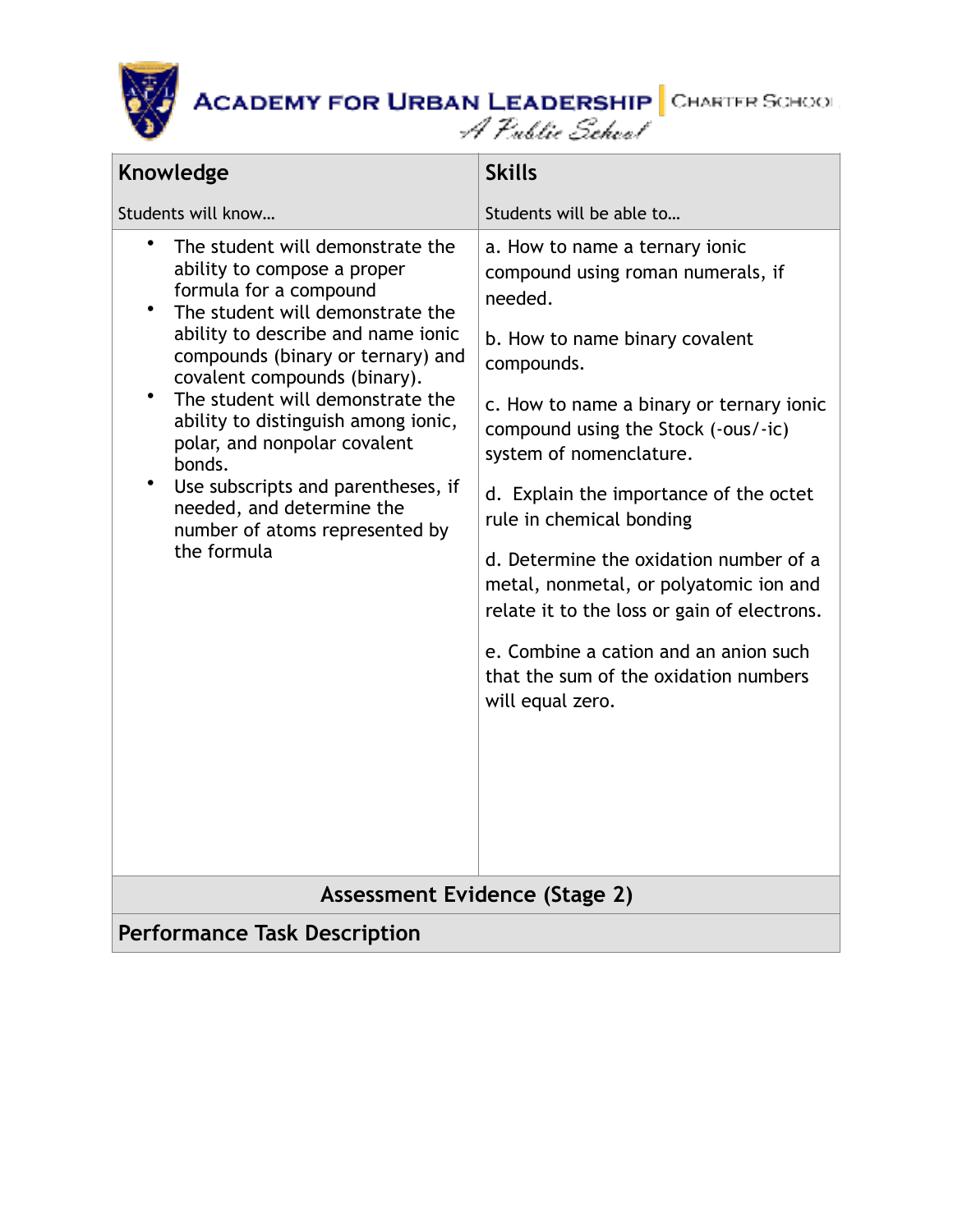| Knowledge<br><br>Students will know… | Skills<br><br>Students will be able to… |
|---|---|
| • The student will demonstrate the ability to compose a proper formula for a compound<br>• The student will demonstrate the ability to describe and name ionic compounds (binary or ternary) and covalent compounds (binary).<br>• The student will demonstrate the ability to distinguish among ionic, polar, and nonpolar covalent bonds.<br>• Use subscripts and parentheses, if needed, and determine the number of atoms represented by the formula | a. How to name a ternary ionic compound using roman numerals, if needed.<br><br>b. How to name binary covalent compounds.<br><br>c. How to name a binary or ternary ionic compound using the Stock (-ous/-ic) system of nomenclature.<br><br>d. Explain the importance of the octet rule in chemical bonding<br><br>d. Determine the oxidation number of a metal, nonmetal, or polyatomic ion and relate it to the loss or gain of electrons.<br><br>e. Combine a cation and an anion such that the sum of the oxidation numbers will equal zero. |

**Assessment Evidence (Stage 2)**

**Performance Task Description**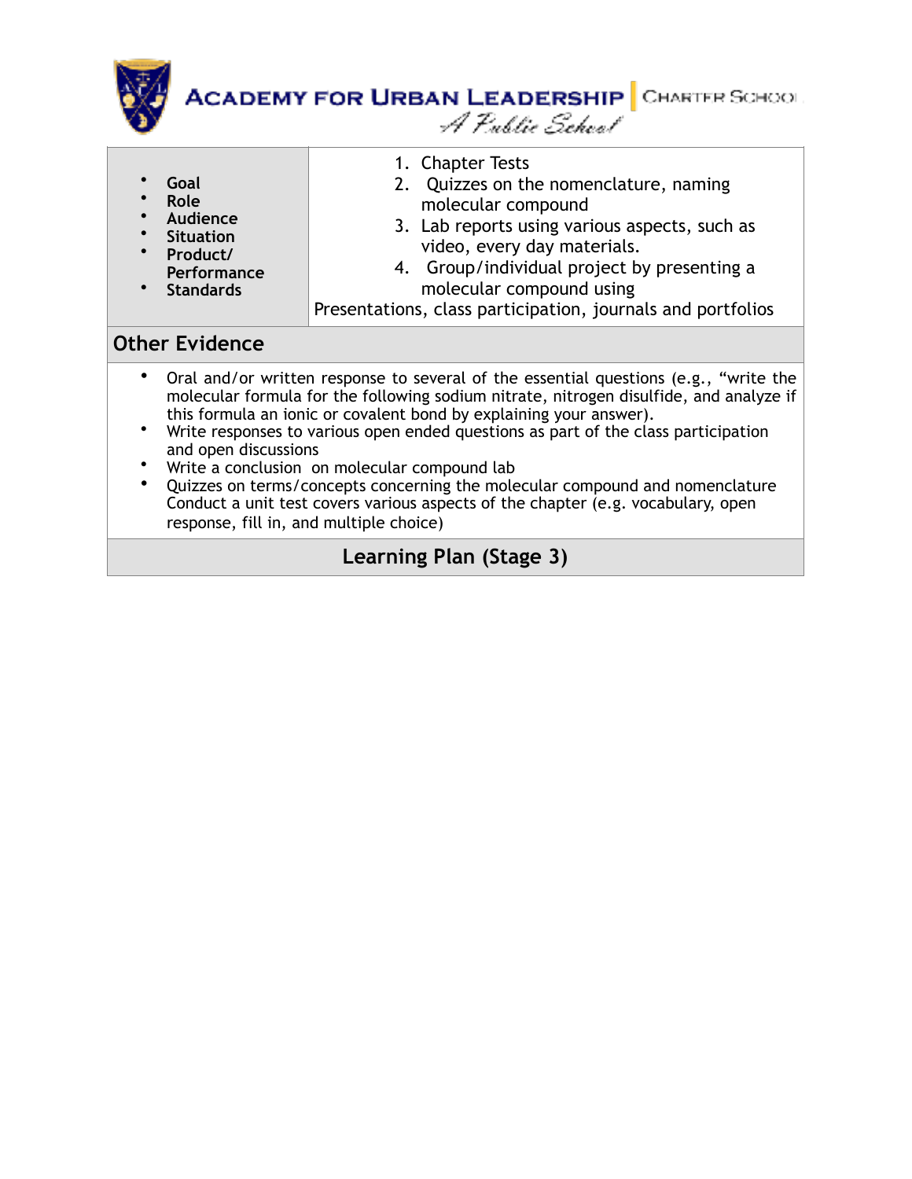| • **Goal**<br>• **Role**<br>• **Audience**<br>• **Situation**<br>• **Product/ Performance**<br>• **Standards** | 1. Chapter Tests<br>2. Quizzes on the nomenclature, naming molecular compound<br>3. Lab reports using various aspects, such as video, every day materials.<br>4. Group/individual project by presenting a molecular compound using<br>Presentations, class participation, journals and portfolios |
|---|---|

## Other Evidence

- Oral and/or written response to several of the essential questions (e.g., "write the molecular formula for the following sodium nitrate, nitrogen disulfide, and analyze if this formula an ionic or covalent bond by explaining your answer).
- Write responses to various open ended questions as part of the class participation and open discussions
- Write a conclusion on molecular compound lab
- Quizzes on terms/concepts concerning the molecular compound and nomenclature Conduct a unit test covers various aspects of the chapter (e.g. vocabulary, open response, fill in, and multiple choice)

## Learning Plan (Stage 3)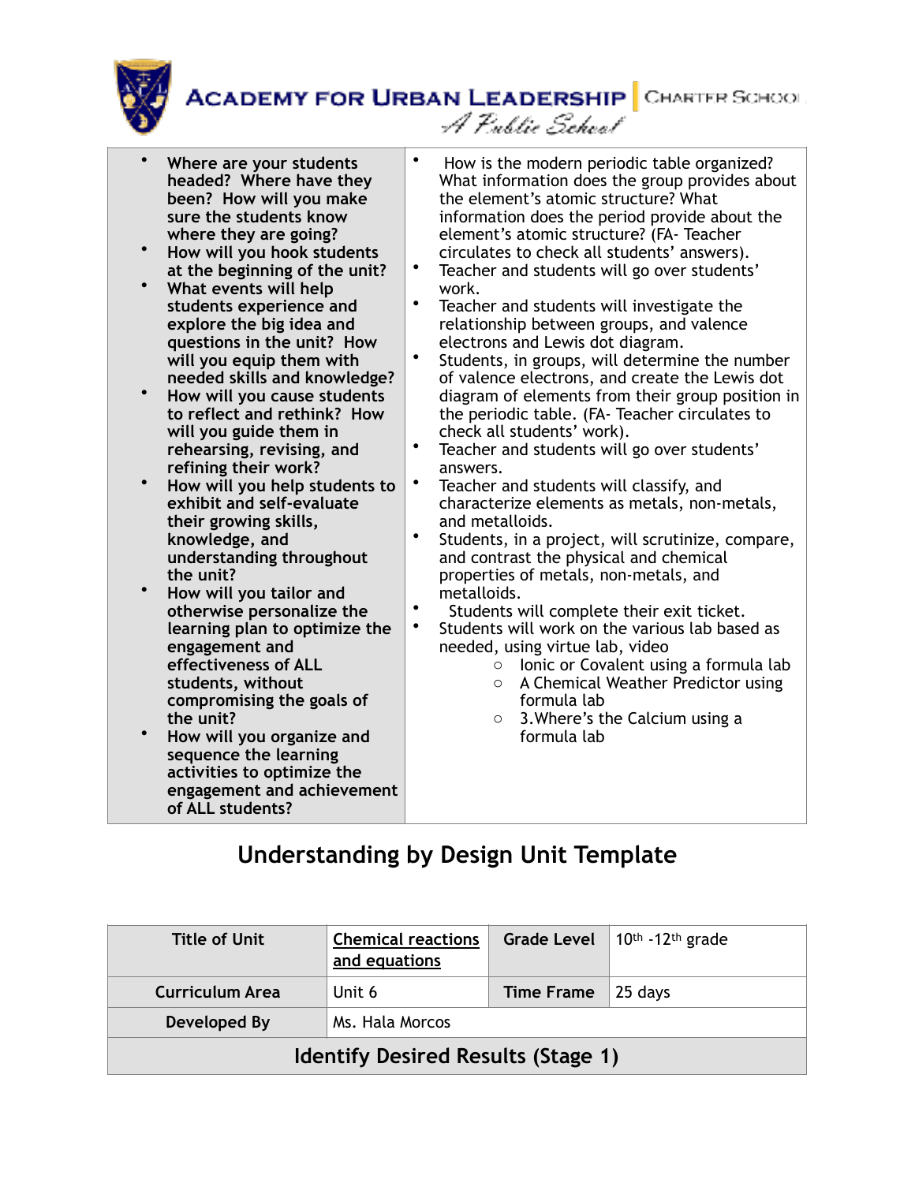| • Where are your students headed? Where have they been? How will you make sure the students know where they are going?<br>• How will you hook students at the beginning of the unit?<br>• What events will help students experience and explore the big idea and questions in the unit? How will you equip them with needed skills and knowledge?<br>• How will you cause students to reflect and rethink? How will you guide them in rehearsing, revising, and refining their work?<br>• How will you help students to exhibit and self-evaluate their growing skills, knowledge, and understanding throughout the unit?<br>• How will you tailor and otherwise personalize the learning plan to optimize the engagement and effectiveness of ALL students, without compromising the goals of the unit?<br>• How will you organize and sequence the learning activities to optimize the engagement and achievement of ALL students? | • How is the modern periodic table organized? What information does the group provides about the element's atomic structure? What information does the period provide about the element's atomic structure? (FA- Teacher circulates to check all students' answers).<br>• Teacher and students will go over students' work.<br>• Teacher and students will investigate the relationship between groups, and valence electrons and Lewis dot diagram.<br>• Students, in groups, will determine the number of valence electrons, and create the Lewis dot diagram of elements from their group position in the periodic table. (FA- Teacher circulates to check all students' work).<br>• Teacher and students will go over students' answers.<br>• Teacher and students will classify, and characterize elements as metals, non-metals, and metalloids.<br>• Students, in a project, will scrutinize, compare, and contrast the physical and chemical properties of metals, non-metals, and metalloids.<br>• Students will complete their exit ticket.<br>• Students will work on the various lab based as needed, using virtue lab, video<br>&nbsp;&nbsp;&nbsp;&nbsp;○ Ionic or Covalent using a formula lab<br>&nbsp;&nbsp;&nbsp;&nbsp;○ A Chemical Weather Predictor using formula lab<br>&nbsp;&nbsp;&nbsp;&nbsp;○ 3.Where's the Calcium using a formula lab |
|---|---|

## Understanding by Design Unit Template

| Title of Unit | Chemical reactions and equations | Grade Level | $10^{th}$ -$12^{th}$ grade |
|---|---|---|---|
| Curriculum Area | Unit 6 | Time Frame | 25 days |
| Developed By | Ms. Hala Morcos | | |
| **Identify Desired Results (Stage 1)** | | | |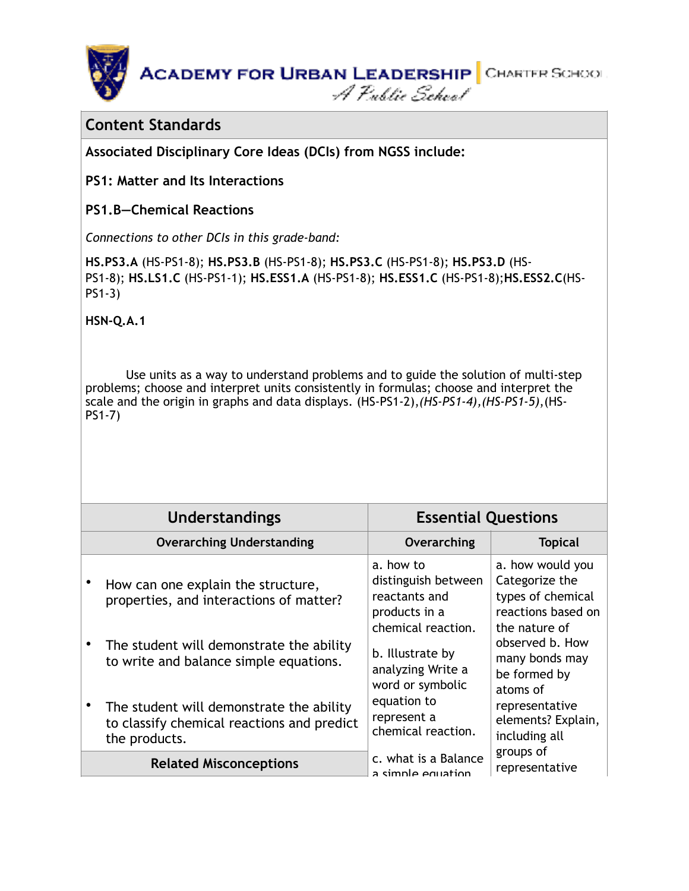## Content Standards

**Associated Disciplinary Core Ideas (DCIs) from NGSS include:**

**PS1: Matter and Its Interactions**

**PS1.B—Chemical Reactions**

*Connections to other DCIs in this grade-band:*

**HS.PS3.A** (HS-PS1-8); **HS.PS3.B** (HS-PS1-8); **HS.PS3.C** (HS-PS1-8); **HS.PS3.D** (HS-PS1-8); **HS.LS1.C** (HS-PS1-1); **HS.ESS1.A** (HS-PS1-8); **HS.ESS1.C** (HS-PS1-8);**HS.ESS2.C**(HS-PS1-3)

**HSN-Q.A.1**

Use units as a way to understand problems and to guide the solution of multi-step problems; choose and interpret units consistently in formulas; choose and interpret the scale and the origin in graphs and data displays. (HS-PS1-2),*(HS-PS1-4)*,*(HS-PS1-5)*,(HS-PS1-7)

| Understandings | Essential Questions | |
|---|---|---|
| **Overarching Understanding** | **Overarching** | **Topical** |
| • How can one explain the structure, properties, and interactions of matter?<br>• The student will demonstrate the ability to write and balance simple equations.<br>• The student will demonstrate the ability to classify chemical reactions and predict the products. | a. how to distinguish between reactants and products in a chemical reaction.<br>b. Illustrate by analyzing Write a word or symbolic equation to represent a chemical reaction.<br>c. what is a Balance a simple equation | a. how would you Categorize the types of chemical reactions based on the nature of observed b. How many bonds may be formed by atoms of representative elements? Explain, including all groups of representative |
| **Related Misconceptions** | | |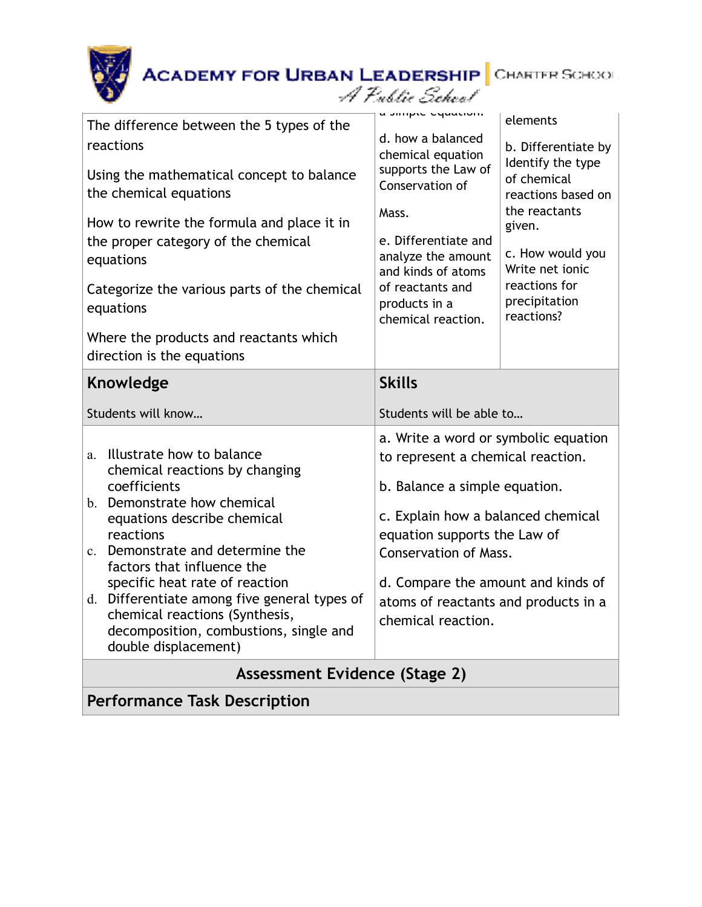| | | |
|---|---|---|
| The difference between the 5 types of the reactions<br><br>Using the mathematical concept to balance the chemical equations<br><br>How to rewrite the formula and place it in the proper category of the chemical equations<br><br>Categorize the various parts of the chemical equations<br><br>Where the products and reactants which direction is the equations | a simple equation.<br><br>d. how a balanced chemical equation supports the Law of Conservation of<br><br>Mass.<br><br>e. Differentiate and analyze the amount and kinds of atoms of reactants and products in a chemical reaction. | elements<br><br>b. Differentiate by Identify the type of chemical reactions based on the reactants given.<br><br>c. How would you Write net ionic reactions for precipitation reactions? |

| **Knowledge**<br><br>Students will know… | **Skills**<br><br>Students will be able to… |
|---|---|
| a. Illustrate how to balance chemical reactions by changing coefficients<br>b. Demonstrate how chemical equations describe chemical reactions<br>c. Demonstrate and determine the factors that influence the specific heat rate of reaction<br>d. Differentiate among five general types of chemical reactions (Synthesis, decomposition, combustions, single and double displacement) | a. Write a word or symbolic equation to represent a chemical reaction.<br><br>b. Balance a simple equation.<br><br>c. Explain how a balanced chemical equation supports the Law of Conservation of Mass.<br><br>d. Compare the amount and kinds of atoms of reactants and products in a chemical reaction. |

## Assessment Evidence (Stage 2)

### Performance Task Description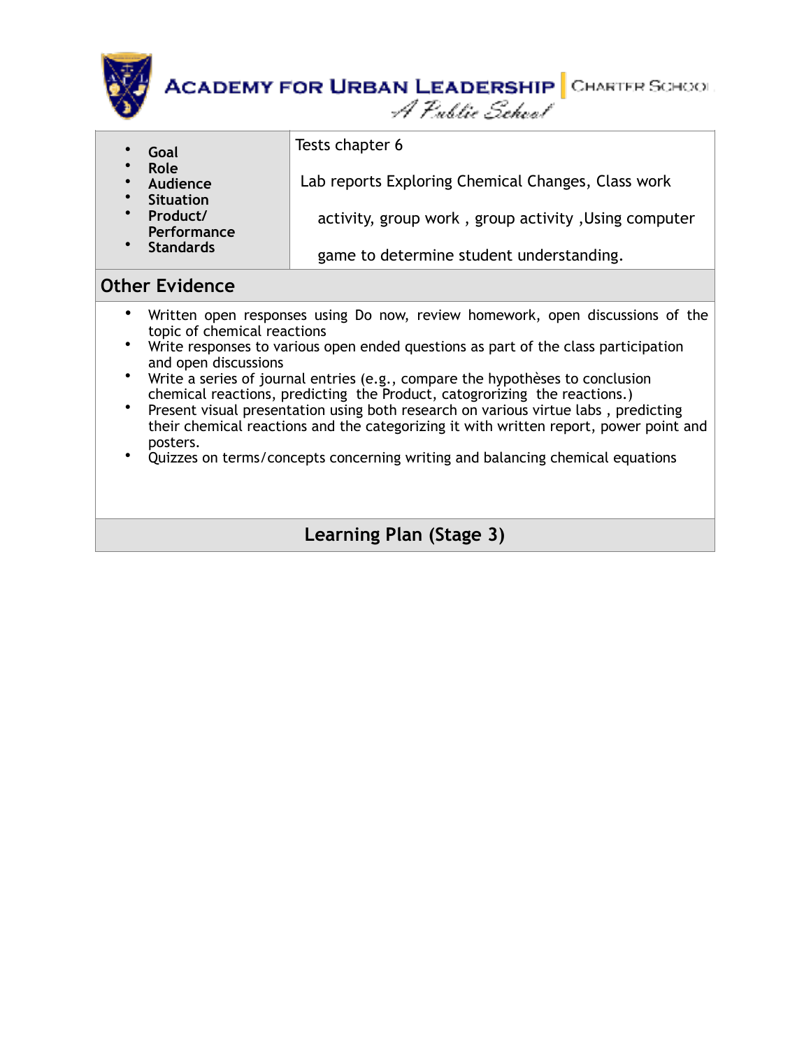| • Goal<br>• Role<br>• Audience<br>• Situation<br>• Product/ Performance<br>• Standards | Tests chapter 6<br><br>Lab reports Exploring Chemical Changes, Class work activity, group work , group activity ,Using computer game to determine student understanding. |
|---|---|

## Other Evidence

- Written open responses using Do now, review homework, open discussions of the topic of chemical reactions
- Write responses to various open ended questions as part of the class participation and open discussions
- Write a series of journal entries (e.g., compare the hypothèses to conclusion chemical reactions, predicting the Product, catogrorizing the reactions.)
- Present visual presentation using both research on various virtue labs , predicting their chemical reactions and the categorizing it with written report, power point and posters.
- Quizzes on terms/concepts concerning writing and balancing chemical equations

## Learning Plan (Stage 3)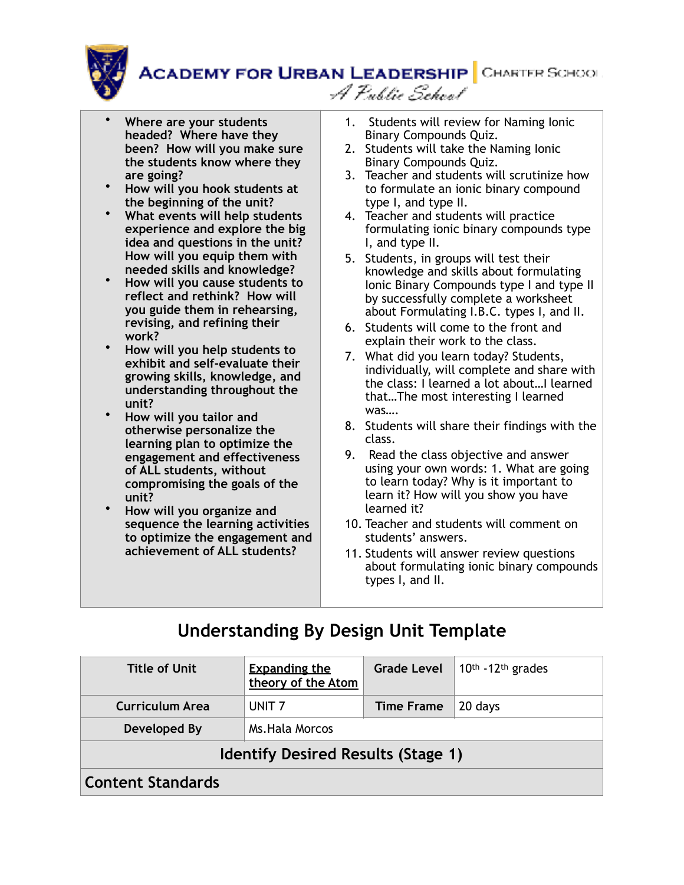| • Where are your students headed? Where have they been? How will you make sure the students know where they are going?<br>• How will you hook students at the beginning of the unit?<br>• What events will help students experience and explore the big idea and questions in the unit? How will you equip them with needed skills and knowledge?<br>• How will you cause students to reflect and rethink? How will you guide them in rehearsing, revising, and refining their work?<br>• How will you help students to exhibit and self-evaluate their growing skills, knowledge, and understanding throughout the unit?<br>• How will you tailor and otherwise personalize the learning plan to optimize the engagement and effectiveness of ALL students, without compromising the goals of the unit?<br>• How will you organize and sequence the learning activities to optimize the engagement and achievement of ALL students? | 1. Students will review for Naming Ionic Binary Compounds Quiz.<br>2. Students will take the Naming Ionic Binary Compounds Quiz.<br>3. Teacher and students will scrutinize how to formulate an ionic binary compound type I, and type II.<br>4. Teacher and students will practice formulating ionic binary compounds type I, and type II.<br>5. Students, in groups will test their knowledge and skills about formulating Ionic Binary Compounds type I and type II by successfully complete a worksheet about Formulating I.B.C. types I, and II.<br>6. Students will come to the front and explain their work to the class.<br>7. What did you learn today? Students, individually, will complete and share with the class: I learned a lot about…I learned that…The most interesting I learned was….<br>8. Students will share their findings with the class.<br>9. Read the class objective and answer using your own words: 1. What are going to learn today? Why is it important to learn it? How will you show you have learned it?<br>10. Teacher and students will comment on students' answers.<br>11. Students will answer review questions about formulating ionic binary compounds types I, and II. |
|---|---|

## Understanding By Design Unit Template

| Title of Unit | Expanding the theory of the Atom | Grade Level | 10th -12th grades |
|---|---|---|---|
| Curriculum Area | UNIT 7 | Time Frame | 20 days |
| Developed By | Ms.Hala Morcos | | |
| **Identify Desired Results (Stage 1)** | | | |
| **Content Standards** | | | |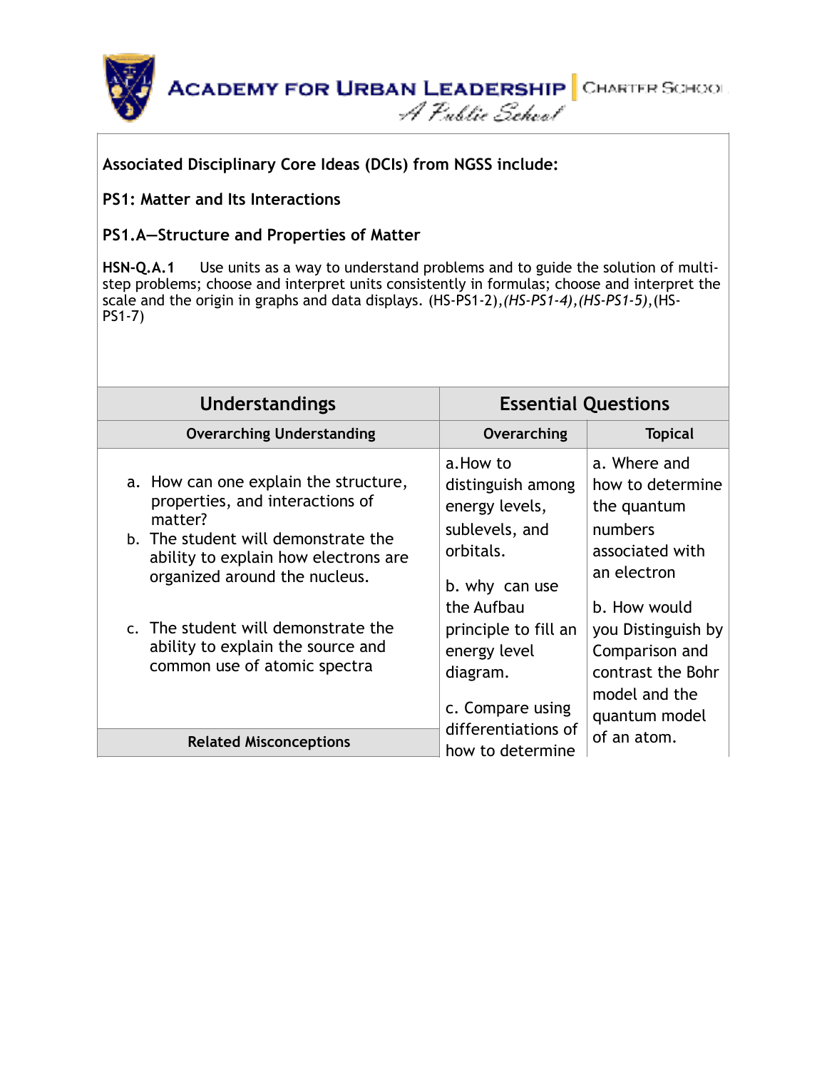**Associated Disciplinary Core Ideas (DCIs) from NGSS include:**

**PS1: Matter and Its Interactions**

**PS1.A—Structure and Properties of Matter**

**HSN-Q.A.1** Use units as a way to understand problems and to guide the solution of multi-step problems; choose and interpret units consistently in formulas; choose and interpret the scale and the origin in graphs and data displays. (HS-PS1-2),*(HS-PS1-4)*,*(HS-PS1-5)*,(HS-PS1-7)

| Understandings | Essential Questions | |
|---|---|---|
| **Overarching Understanding** | **Overarching** | **Topical** |
| a. How can one explain the structure, properties, and interactions of matter?<br>b. The student will demonstrate the ability to explain how electrons are organized around the nucleus.<br>c. The student will demonstrate the ability to explain the source and common use of atomic spectra | a. How to distinguish among energy levels, sublevels, and orbitals.<br><br>b. why can use the Aufbau principle to fill an energy level diagram.<br><br>c. Compare using differentiations of how to determine | a. Where and how to determine the quantum numbers associated with an electron<br><br>b. How would you Distinguish by Comparison and contrast the Bohr model and the quantum model of an atom. |
| **Related Misconceptions** | | |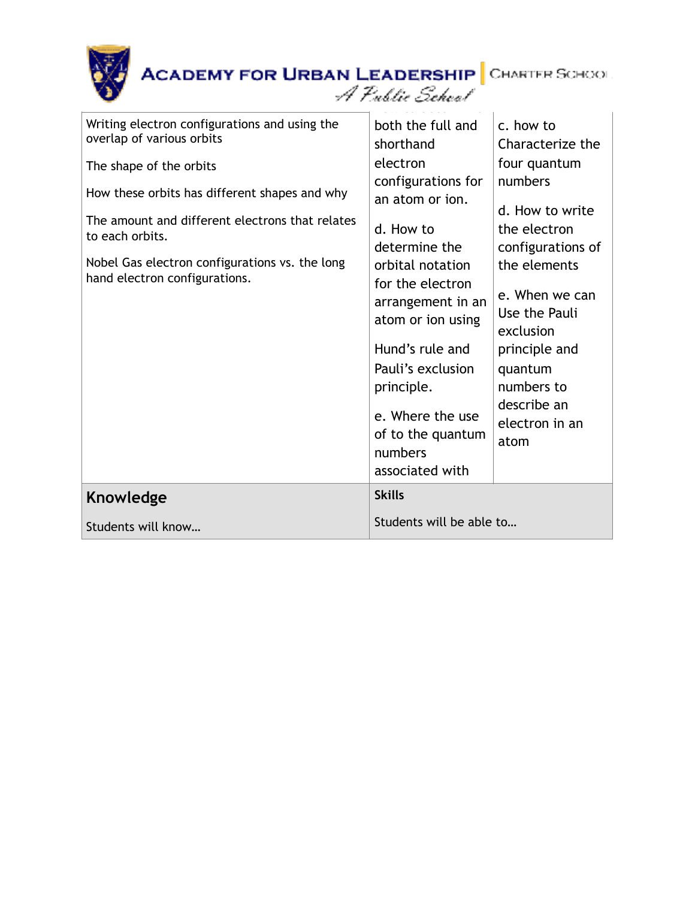| Writing electron configurations and using the overlap of various orbits<br><br>The shape of the orbits<br><br>How these orbits has different shapes and why<br><br>The amount and different electrons that relates to each orbits.<br><br>Nobel Gas electron configurations vs. the long hand electron configurations. | both the full and shorthand electron configurations for an atom or ion.<br><br>d. How to determine the orbital notation for the electron arrangement in an atom or ion using<br><br>Hund's rule and Pauli's exclusion principle.<br><br>e. Where the use of to the quantum numbers associated with | c. how to Characterize the four quantum numbers<br><br>d. How to write the electron configurations of the elements<br><br>e. When we can Use the Pauli exclusion principle and quantum numbers to describe an electron in an atom |
|---|---|---|
| **Knowledge**<br><br>Students will know… | **Skills**<br><br>Students will be able to… | |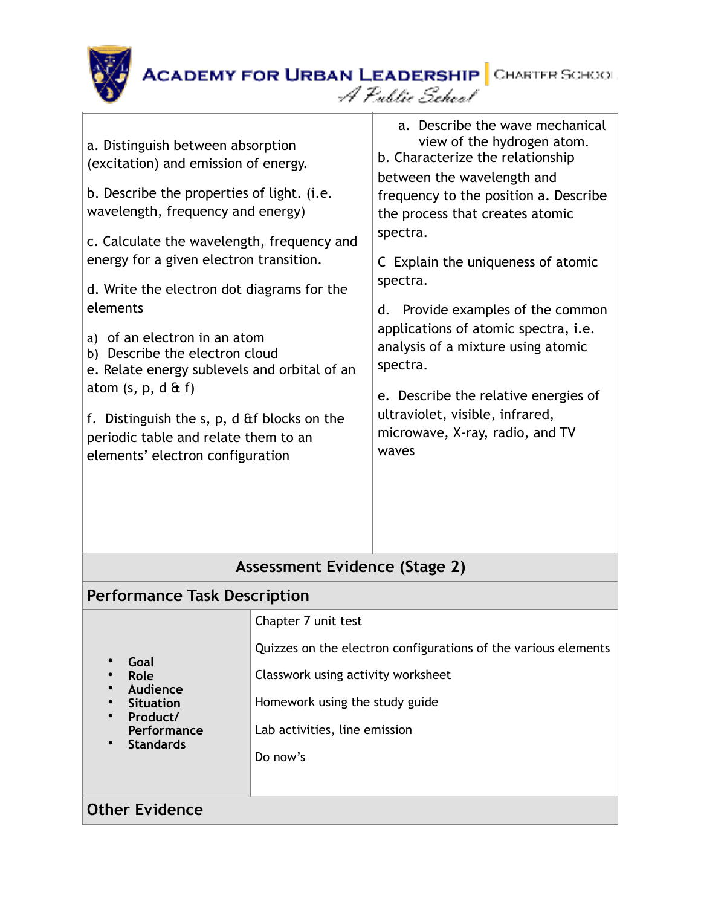| | |
|---|---|
| a. Distinguish between absorption (excitation) and emission of energy.<br><br>b. Describe the properties of light. (i.e. wavelength, frequency and energy)<br><br>c. Calculate the wavelength, frequency and energy for a given electron transition.<br><br>d. Write the electron dot diagrams for the elements<br><br>a) of an electron in an atom<br>b) Describe the electron cloud<br>e. Relate energy sublevels and orbital of an atom (s, p, d & f)<br><br>f. Distinguish the s, p, d &f blocks on the periodic table and relate them to an elements' electron configuration | a. Describe the wave mechanical view of the hydrogen atom.<br>b. Characterize the relationship between the wavelength and frequency to the position a. Describe the process that creates atomic spectra.<br><br>C Explain the uniqueness of atomic spectra.<br><br>d. Provide examples of the common applications of atomic spectra, i.e. analysis of a mixture using atomic spectra.<br><br>e. Describe the relative energies of ultraviolet, visible, infrared, microwave, X-ray, radio, and TV waves |

## Assessment Evidence (Stage 2)

### Performance Task Description

| | |
|---|---|
| • **Goal**<br>• **Role**<br>• **Audience**<br>• **Situation**<br>• **Product/ Performance**<br>• **Standards** | Chapter 7 unit test<br><br>Quizzes on the electron configurations of the various elements<br><br>Classwork using activity worksheet<br><br>Homework using the study guide<br><br>Lab activities, line emission<br><br>Do now's |

### Other Evidence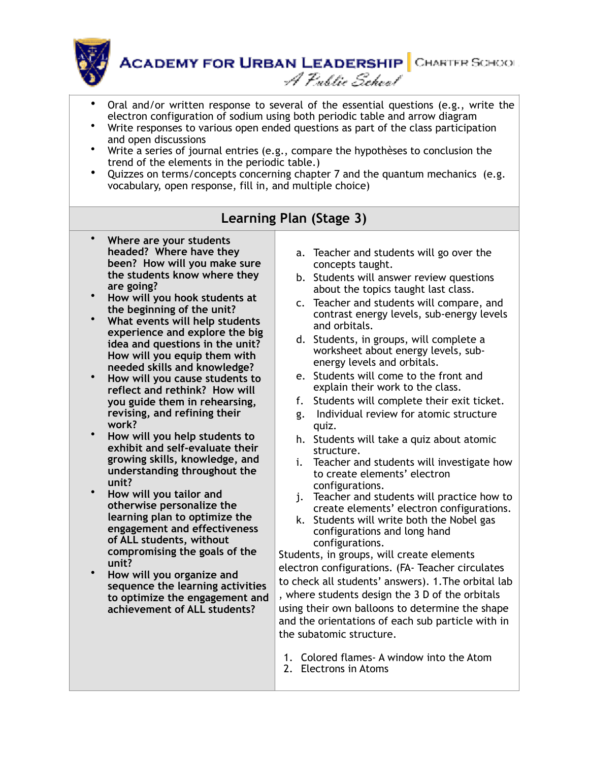- Oral and/or written response to several of the essential questions (e.g., write the electron configuration of sodium using both periodic table and arrow diagram
- Write responses to various open ended questions as part of the class participation and open discussions
- Write a series of journal entries (e.g., compare the hypothèses to conclusion the trend of the elements in the periodic table.)
- Quizzes on terms/concepts concerning chapter 7 and the quantum mechanics (e.g. vocabulary, open response, fill in, and multiple choice)

## Learning Plan (Stage 3)

| | |
|---|---|
| • **Where are your students headed? Where have they been? How will you make sure the students know where they are going?**<br>• **How will you hook students at the beginning of the unit?**<br>• **What events will help students experience and explore the big idea and questions in the unit? How will you equip them with needed skills and knowledge?**<br>• **How will you cause students to reflect and rethink? How will you guide them in rehearsing, revising, and refining their work?**<br>• **How will you help students to exhibit and self-evaluate their growing skills, knowledge, and understanding throughout the unit?**<br>• **How will you tailor and otherwise personalize the learning plan to optimize the engagement and effectiveness of ALL students, without compromising the goals of the unit?**<br>• **How will you organize and sequence the learning activities to optimize the engagement and achievement of ALL students?** | a. Teacher and students will go over the concepts taught.<br>b. Students will answer review questions about the topics taught last class.<br>c. Teacher and students will compare, and contrast energy levels, sub-energy levels and orbitals.<br>d. Students, in groups, will complete a worksheet about energy levels, sub-energy levels and orbitals.<br>e. Students will come to the front and explain their work to the class.<br>f. Students will complete their exit ticket.<br>g. Individual review for atomic structure quiz.<br>h. Students will take a quiz about atomic structure.<br>i. Teacher and students will investigate how to create elements' electron configurations.<br>j. Teacher and students will practice how to create elements' electron configurations.<br>k. Students will write both the Nobel gas configurations and long hand configurations.<br>Students, in groups, will create elements electron configurations. (FA- Teacher circulates to check all students' answers). 1.The orbital lab , where students design the 3 D of the orbitals using their own balloons to determine the shape and the orientations of each sub particle with in the subatomic structure.<br><br>1. Colored flames- A window into the Atom<br>2. Electrons in Atoms |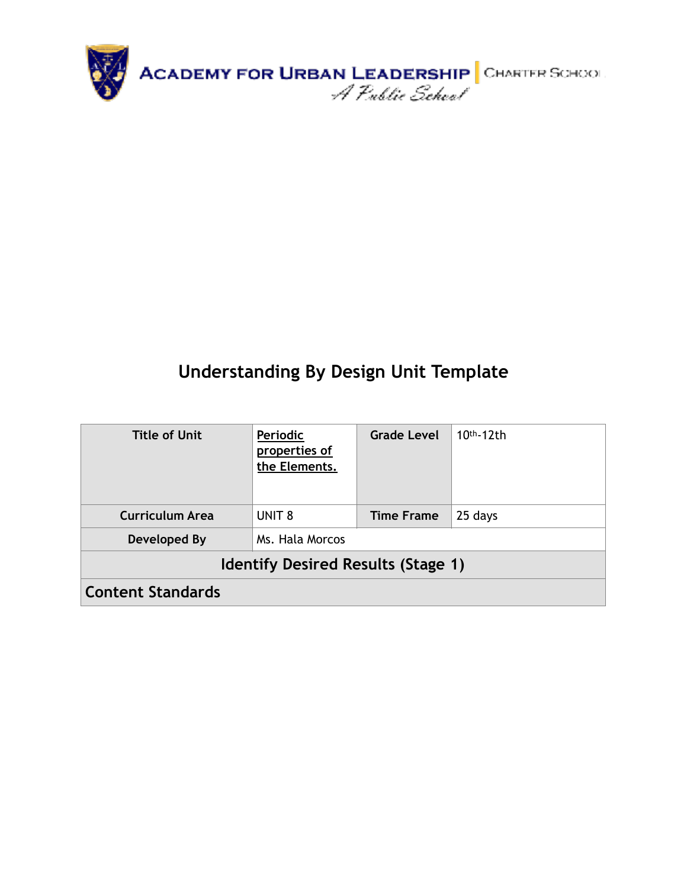ACADEMY FOR URBAN LEADERSHIP | CHARTER SCHOOL

*A Public School*

# Understanding By Design Unit Template

| Title of Unit | <u>**Periodic properties of the Elements.**</u> | Grade Level | 10th-12th |
|---|---|---|---|
| Curriculum Area | UNIT 8 | Time Frame | 25 days |
| Developed By | Ms. Hala Morcos | | |
| **Identify Desired Results (Stage 1)** | | | |
| **Content Standards** | | | |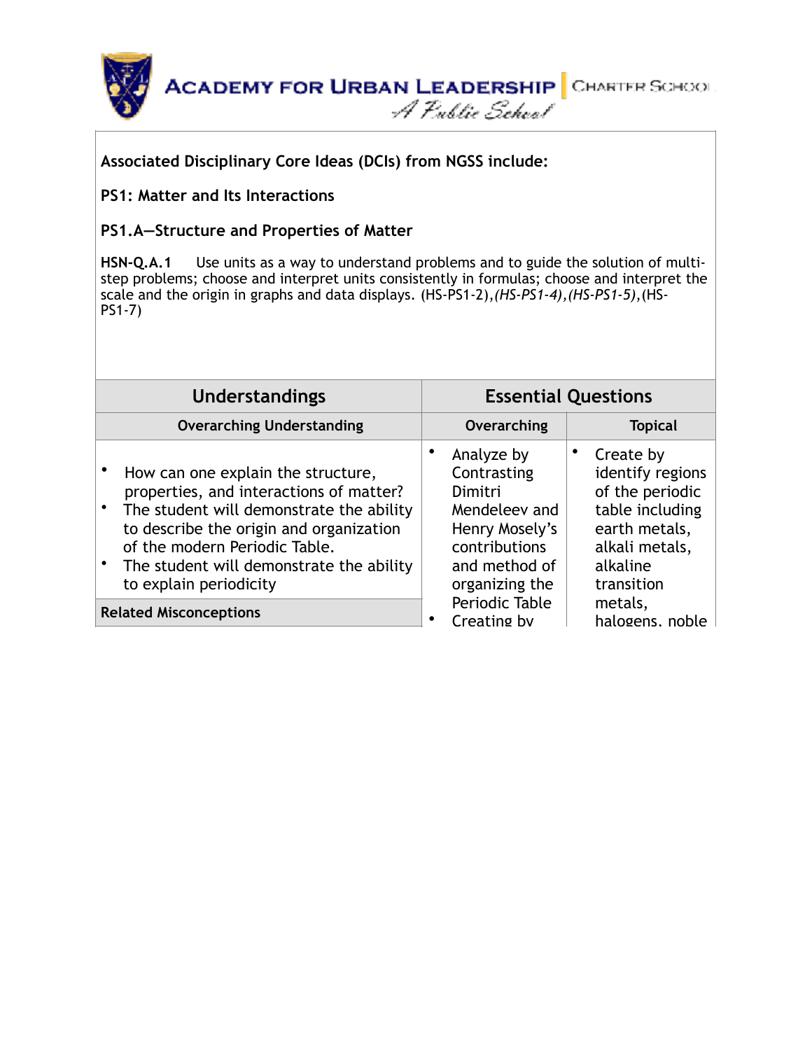**Associated Disciplinary Core Ideas (DCIs) from NGSS include:**

**PS1: Matter and Its Interactions**

**PS1.A—Structure and Properties of Matter**

**HSN-Q.A.1** Use units as a way to understand problems and to guide the solution of multi-step problems; choose and interpret units consistently in formulas; choose and interpret the scale and the origin in graphs and data displays. (HS-PS1-2),*(HS-PS1-4)*,*(HS-PS1-5)*,(HS-PS1-7)

| Understandings | Essential Questions | |
|---|---|---|
| **Overarching Understanding** | **Overarching** | **Topical** |
| • How can one explain the structure, properties, and interactions of matter?<br>• The student will demonstrate the ability to describe the origin and organization of the modern Periodic Table.<br>• The student will demonstrate the ability to explain periodicity | • Analyze by Contrasting Dimitri Mendeleev and Henry Mosely's contributions and method of organizing the Periodic Table<br>• Creating by | • Create by identify regions of the periodic table including earth metals, alkali metals, alkaline transition metals, halogens, noble |
| **Related Misconceptions** | | |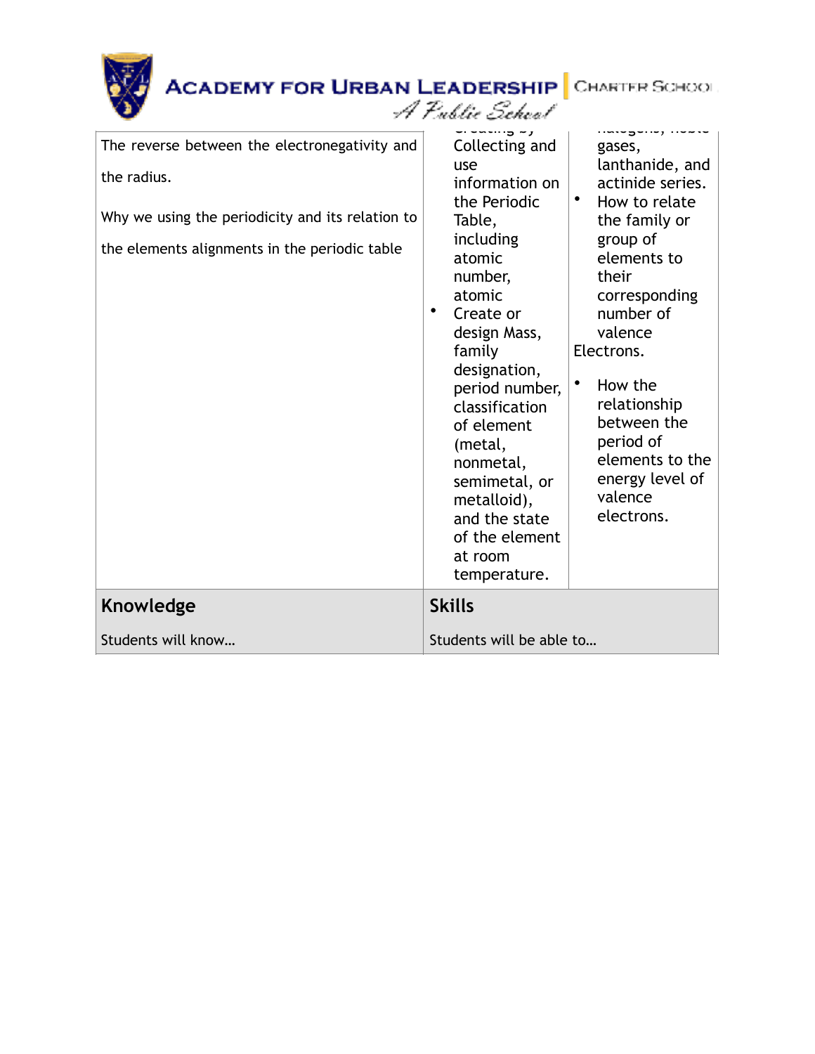| | | |
|---|---|---|
| The reverse between the electronegativity and the radius.<br><br>Why we using the periodicity and its relation to the elements alignments in the periodic table | Creating by Collecting and use information on the Periodic Table, including atomic number, atomic<br>• Create or design Mass, family designation, period number, classification of element (metal, nonmetal, semimetal, or metalloid), and the state of the element at room temperature. | halogens, noble gases, lanthanide, and actinide series.<br>• How to relate the family or group of elements to their corresponding number of valence Electrons.<br>• How the relationship between the period of elements to the energy level of valence electrons. |
| **Knowledge**<br><br>Students will know… | **Skills**<br><br>Students will be able to… | |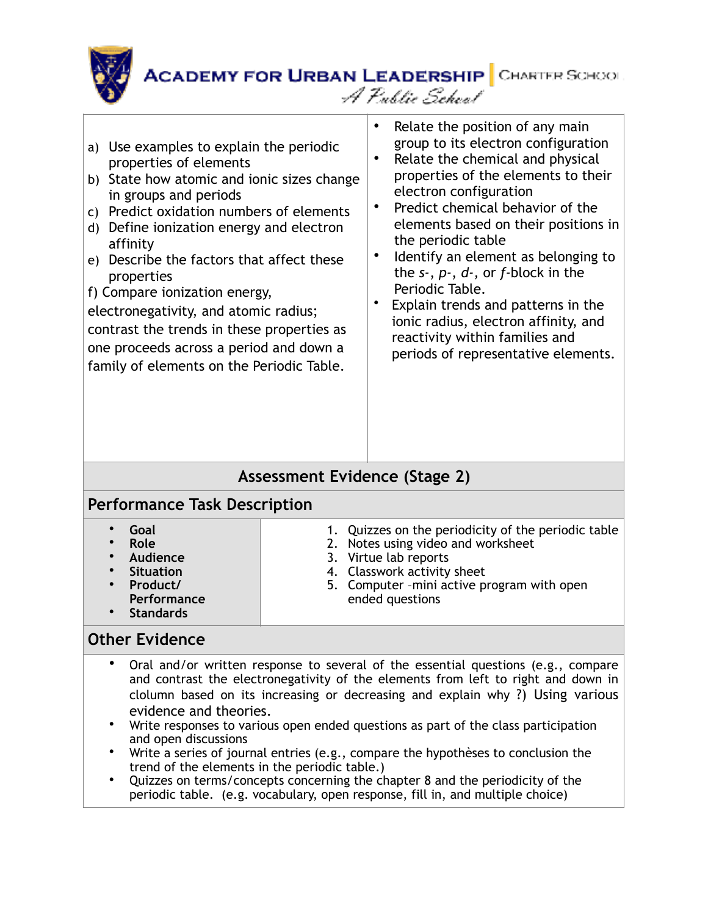| | |
|---|---|
| a) Use examples to explain the periodic properties of elements<br>b) State how atomic and ionic sizes change in groups and periods<br>c) Predict oxidation numbers of elements<br>d) Define ionization energy and electron affinity<br>e) Describe the factors that affect these properties<br>f) Compare ionization energy, electronegativity, and atomic radius; contrast the trends in these properties as one proceeds across a period and down a family of elements on the Periodic Table. | • Relate the position of any main group to its electron configuration<br>• Relate the chemical and physical properties of the elements to their electron configuration<br>• Predict chemical behavior of the elements based on their positions in the periodic table<br>• Identify an element as belonging to the *s*-, *p*-, *d*-, or *f*-block in the Periodic Table.<br>• Explain trends and patterns in the ionic radius, electron affinity, and reactivity within families and periods of representative elements. |

## Assessment Evidence (Stage 2)

### Performance Task Description

| | |
|---|---|
| • **Goal**<br>• **Role**<br>• **Audience**<br>• **Situation**<br>• **Product/ Performance**<br>• **Standards** | 1. Quizzes on the periodicity of the periodic table<br>2. Notes using video and worksheet<br>3. Virtue lab reports<br>4. Classwork activity sheet<br>5. Computer -mini active program with open ended questions |

### Other Evidence

- Oral and/or written response to several of the essential questions (e.g., compare and contrast the electronegativity of the elements from left to right and down in clolumn based on its increasing or decreasing and explain why ?) Using various evidence and theories.
- Write responses to various open ended questions as part of the class participation and open discussions
- Write a series of journal entries (e.g., compare the hypothèses to conclusion the trend of the elements in the periodic table.)
- Quizzes on terms/concepts concerning the chapter 8 and the periodicity of the periodic table. (e.g. vocabulary, open response, fill in, and multiple choice)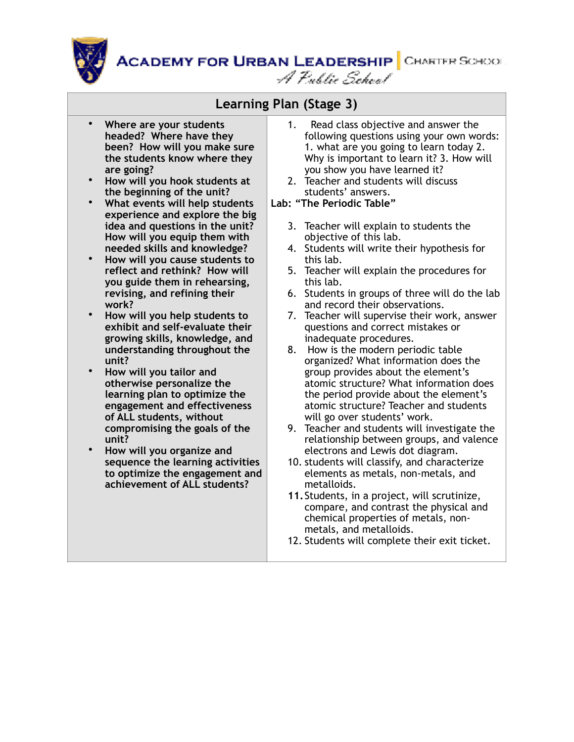ACADEMY FOR URBAN LEADERSHIP | CHARTER SCHOOL
*A Public School*

| Learning Plan (Stage 3) | |
|---|---|
| • Where are your students headed? Where have they been? How will you make sure the students know where they are going?<br>• How will you hook students at the beginning of the unit?<br>• What events will help students experience and explore the big idea and questions in the unit? How will you equip them with needed skills and knowledge?<br>• How will you cause students to reflect and rethink? How will you guide them in rehearsing, revising, and refining their work?<br>• How will you help students to exhibit and self-evaluate their growing skills, knowledge, and understanding throughout the unit?<br>• How will you tailor and otherwise personalize the learning plan to optimize the engagement and effectiveness of ALL students, without compromising the goals of the unit?<br>• How will you organize and sequence the learning activities to optimize the engagement and achievement of ALL students? | 1. Read class objective and answer the following questions using your own words: 1. what are you going to learn today 2. Why is important to learn it? 3. How will you show you have learned it?<br>2. Teacher and students will discuss students' answers.<br>**Lab: "The Periodic Table"**<br>3. Teacher will explain to students the objective of this lab.<br>4. Students will write their hypothesis for this lab.<br>5. Teacher will explain the procedures for this lab.<br>6. Students in groups of three will do the lab and record their observations.<br>7. Teacher will supervise their work, answer questions and correct mistakes or inadequate procedures.<br>8. How is the modern periodic table organized? What information does the group provides about the element's atomic structure? What information does the period provide about the element's atomic structure? Teacher and students will go over students' work.<br>9. Teacher and students will investigate the relationship between groups, and valence electrons and Lewis dot diagram.<br>10. students will classify, and characterize elements as metals, non-metals, and metalloids.<br>11. Students, in a project, will scrutinize, compare, and contrast the physical and chemical properties of metals, non-metals, and metalloids.<br>12. Students will complete their exit ticket. |